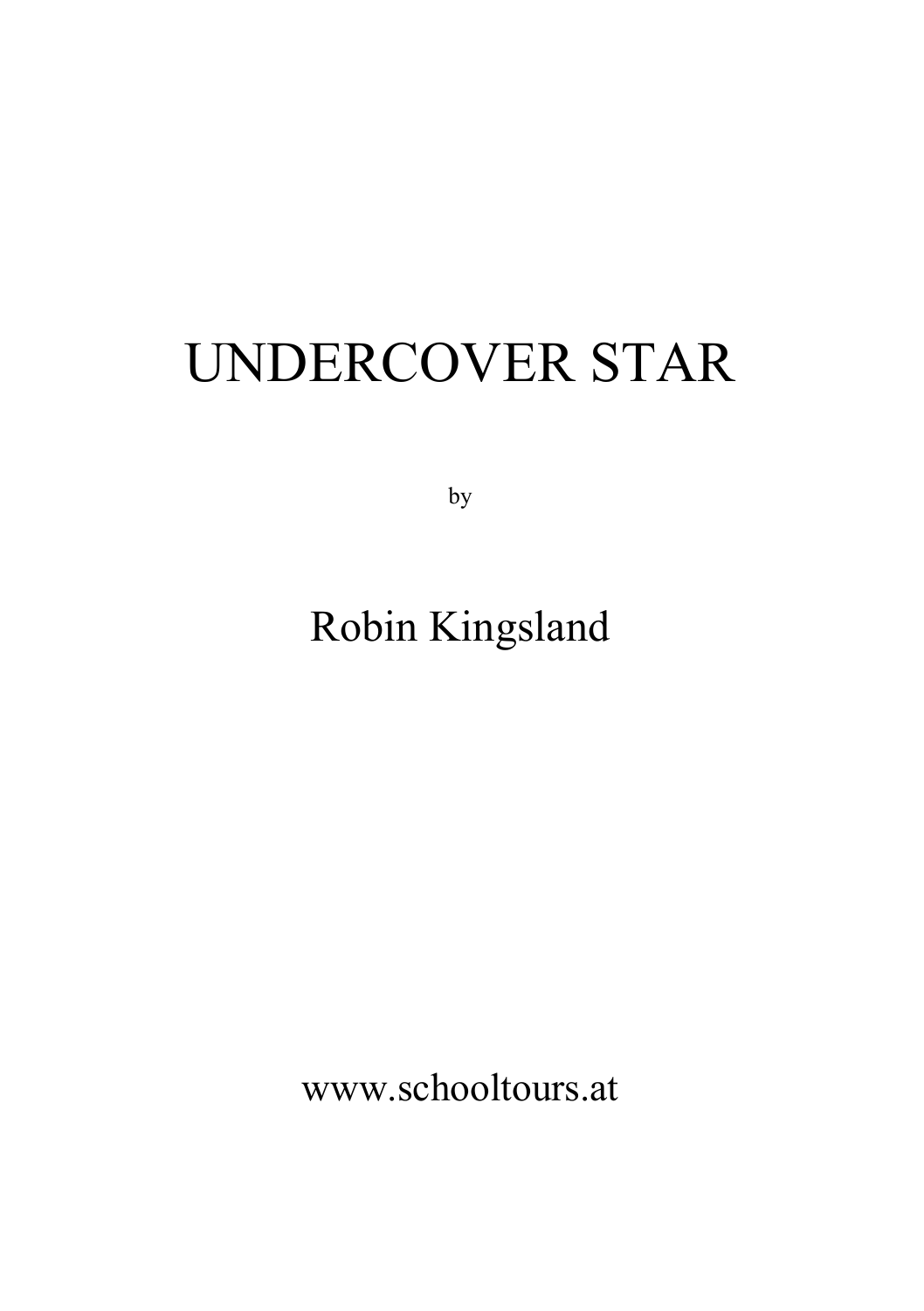# UNDERCOVER STAR

by

Robin Kingsland

www.schooltours.at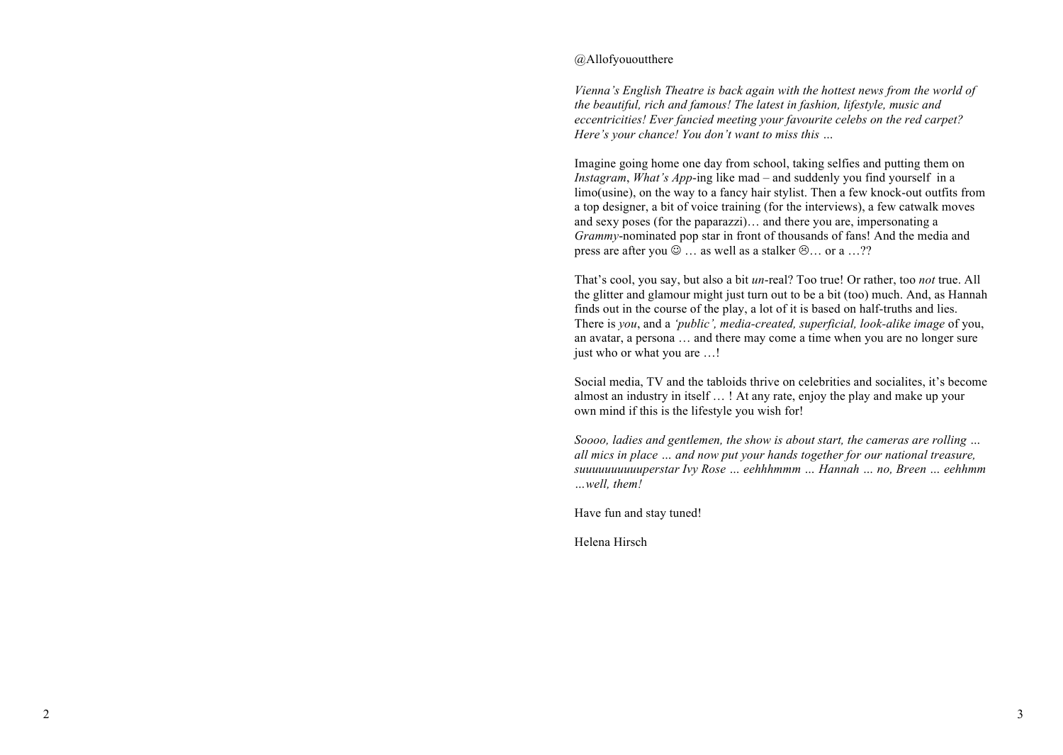@Allofyououtthere

*Vienna's English Theatre is back again with the hottest news from the world of the beautiful, rich and famous! The latest in fashion, lifestyle, music and eccentricities! Ever fancied meeting your favourite celebs on the red carpet? Here's your chance! You don't want to miss this …*

Imagine going home one day from school, taking selfies and putting them on *Instagram*, *What's App*-ing like mad – and suddenly you find yourself in a limo(usine), on the way to a fancy hair stylist. Then a few knock-out outfits from a top designer, a bit of voice training (for the interviews), a few catwalk moves and sexy poses (for the paparazzi)… and there you are, impersonating a *Grammy*-nominated pop star in front of thousands of fans! And the media and press are after you ☺ … as well as a stalker ☹… or a …??

That's cool, you say, but also a bit *un*-real? Too true! Or rather, too *not* true. All the glitter and glamour might just turn out to be a bit (too) much. And, as Hannah finds out in the course of the play, a lot of it is based on half-truths and lies. There is *you*, and a *'public', media-created, superficial, look-alike image* of you, an avatar, a persona … and there may come a time when you are no longer sure just who or what you are …!

Social media, TV and the tabloids thrive on celebrities and socialites, it's become almost an industry in itself … ! At any rate, enjoy the play and make up your own mind if this is the lifestyle you wish for!

*Soooo, ladies and gentlemen, the show is about start, the cameras are rolling … all mics in place … and now put your hands together for our national treasure, suuuuuuuuuuperstar Ivy Rose … eehhhmmm … Hannah … no, Breen … eehhmm …well, them!*

Have fun and stay tuned!

Helena Hirsch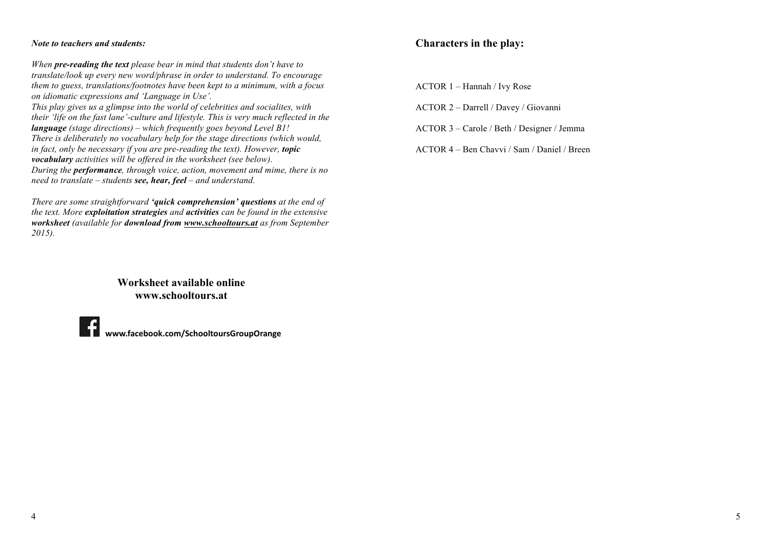***Note to teachers and students:***

*When **pre-reading the text** please bear in mind that students don't have to translate/look up every new word/phrase in order to understand. To encourage them to guess, translations/footnotes have been kept to a minimum, with a focus on idiomatic expressions and 'Language in Use'.*
*This play gives us a glimpse into the world of celebrities and socialites, with their 'life on the fast lane'-culture and lifestyle. This is very much reflected in the **language** (stage directions) – which frequently goes beyond Level B1!*
*There is deliberately no vocabulary help for the stage directions (which would, in fact, only be necessary if you are pre-reading the text). However, **topic vocabulary** activities will be offered in the worksheet (see below).*
*During the **performance**, through voice, action, movement and mime, there is no need to translate – students **see, hear, feel** – and understand.*

*There are some straightforward **'quick comprehension' questions** at the end of the text. More **exploitation strategies** and **activities** can be found in the extensive **worksheet** (available for **download from www.schooltours.at** as from September 2015).*

**Worksheet available online**
**www.schooltours.at**

**www.facebook.com/SchooltoursGroupOrange**

## Characters in the play:

ACTOR 1 – Hannah / Ivy Rose

ACTOR 2 – Darrell / Davey / Giovanni

ACTOR 3 – Carole / Beth / Designer / Jemma

ACTOR 4 – Ben Chavvi / Sam / Daniel / Breen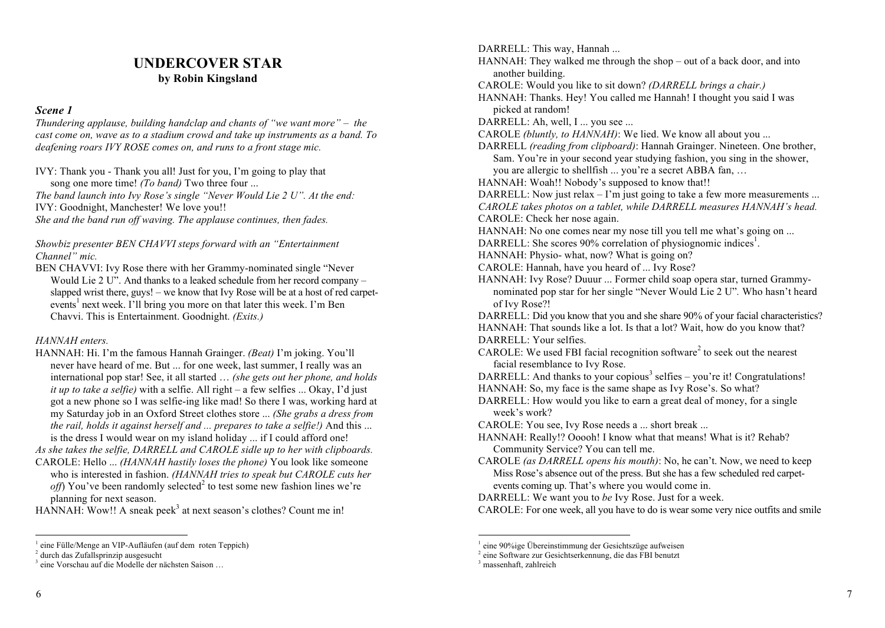# UNDERCOVER STAR

**by Robin Kingsland**

### *Scene 1*

*Thundering applause, building handclap and chants of "we want more" – the cast come on, wave as to a stadium crowd and take up instruments as a band. To deafening roars IVY ROSE comes on, and runs to a front stage mic.*

IVY: Thank you - Thank you all! Just for you, I'm going to play that song one more time! *(To band)* Two three four ...

*The band launch into Ivy Rose's single "Never Would Lie 2 U". At the end:*

IVY: Goodnight, Manchester! We love you!!

*She and the band run off waving. The applause continues, then fades.*

*Showbiz presenter BEN CHAVVI steps forward with an "Entertainment Channel" mic.*

BEN CHAVVI: Ivy Rose there with her Grammy-nominated single "Never Would Lie 2 U". And thanks to a leaked schedule from her record company – slapped wrist there, guys! – we know that Ivy Rose will be at a host of red carpet-events[1] next week. I'll bring you more on that later this week. I'm Ben Chavvi. This is Entertainment. Goodnight. *(Exits.)*

*HANNAH enters.*

HANNAH: Hi. I'm the famous Hannah Grainger. *(Beat)* I'm joking. You'll never have heard of me. But ... for one week, last summer, I really was an international pop star! See, it all started … *(she gets out her phone, and holds it up to take a selfie)* with a selfie. All right – a few selfies ... Okay, I'd just got a new phone so I was selfie-ing like mad! So there I was, working hard at my Saturday job in an Oxford Street clothes store ... *(She grabs a dress from the rail, holds it against herself and ... prepares to take a selfie!)* And this ... is the dress I would wear on my island holiday ... if I could afford one!

*As she takes the selfie, DARRELL and CAROLE sidle up to her with clipboards.*

CAROLE: Hello ... *(HANNAH hastily loses the phone)* You look like someone who is interested in fashion. *(HANNAH tries to speak but CAROLE cuts her off)* You've been randomly selected[2] to test some new fashion lines we're planning for next season.

HANNAH: Wow!! A sneak peek[3] at next season's clothes? Count me in!

[1] eine Fülle/Menge an VIP-Aufläufen (auf dem roten Teppich)
[2] durch das Zufallsprinzip ausgesucht
[3] eine Vorschau auf die Modelle der nächsten Saison …

DARRELL: This way, Hannah ...

HANNAH: They walked me through the shop – out of a back door, and into another building.

CAROLE: Would you like to sit down? *(DARRELL brings a chair.)*

HANNAH: Thanks. Hey! You called me Hannah! I thought you said I was picked at random!

DARRELL: Ah, well, I ... you see ...

CAROLE *(bluntly, to HANNAH)*: We lied. We know all about you ...

DARRELL *(reading from clipboard)*: Hannah Grainger. Nineteen. One brother, Sam. You're in your second year studying fashion, you sing in the shower, you are allergic to shellfish ... you're a secret ABBA fan, …

HANNAH: Woah!! Nobody's supposed to know that!!

DARRELL: Now just relax – I'm just going to take a few more measurements ...

*CAROLE takes photos on a tablet, while DARRELL measures HANNAH's head.*

CAROLE: Check her nose again.

HANNAH: No one comes near my nose till you tell me what's going on ...

DARRELL: She scores 90% correlation of physiognomic indices[1].

HANNAH: Physio- what, now? What is going on?

CAROLE: Hannah, have you heard of ... Ivy Rose?

HANNAH: Ivy Rose? Duuur ... Former child soap opera star, turned Grammy-nominated pop star for her single "Never Would Lie 2 U"*.* Who hasn't heard of Ivy Rose?!

DARRELL: Did you know that you and she share 90% of your facial characteristics?

HANNAH: That sounds like a lot. Is that a lot? Wait, how do you know that?

DARRELL: Your selfies.

CAROLE: We used FBI facial recognition software[2] to seek out the nearest facial resemblance to Ivy Rose.

DARRELL: And thanks to your copious[3] selfies – you're it! Congratulations!

HANNAH: So, my face is the same shape as Ivy Rose's. So what?

DARRELL: How would you like to earn a great deal of money, for a single week's work?

CAROLE: You see, Ivy Rose needs a ... short break ...

HANNAH: Really!? Ooooh! I know what that means! What is it? Rehab? Community Service? You can tell me.

CAROLE *(as DARRELL opens his mouth)*: No, he can't. Now, we need to keep Miss Rose's absence out of the press. But she has a few scheduled red carpet-events coming up. That's where you would come in.

DARRELL: We want you to *be* Ivy Rose. Just for a week.

CAROLE: For one week, all you have to do is wear some very nice outfits and smile

[1] eine 90%ige Übereinstimmung der Gesichtszüge aufweisen
[2] eine Software zur Gesichtserkennung, die das FBI benutzt
[3] massenhaft, zahlreich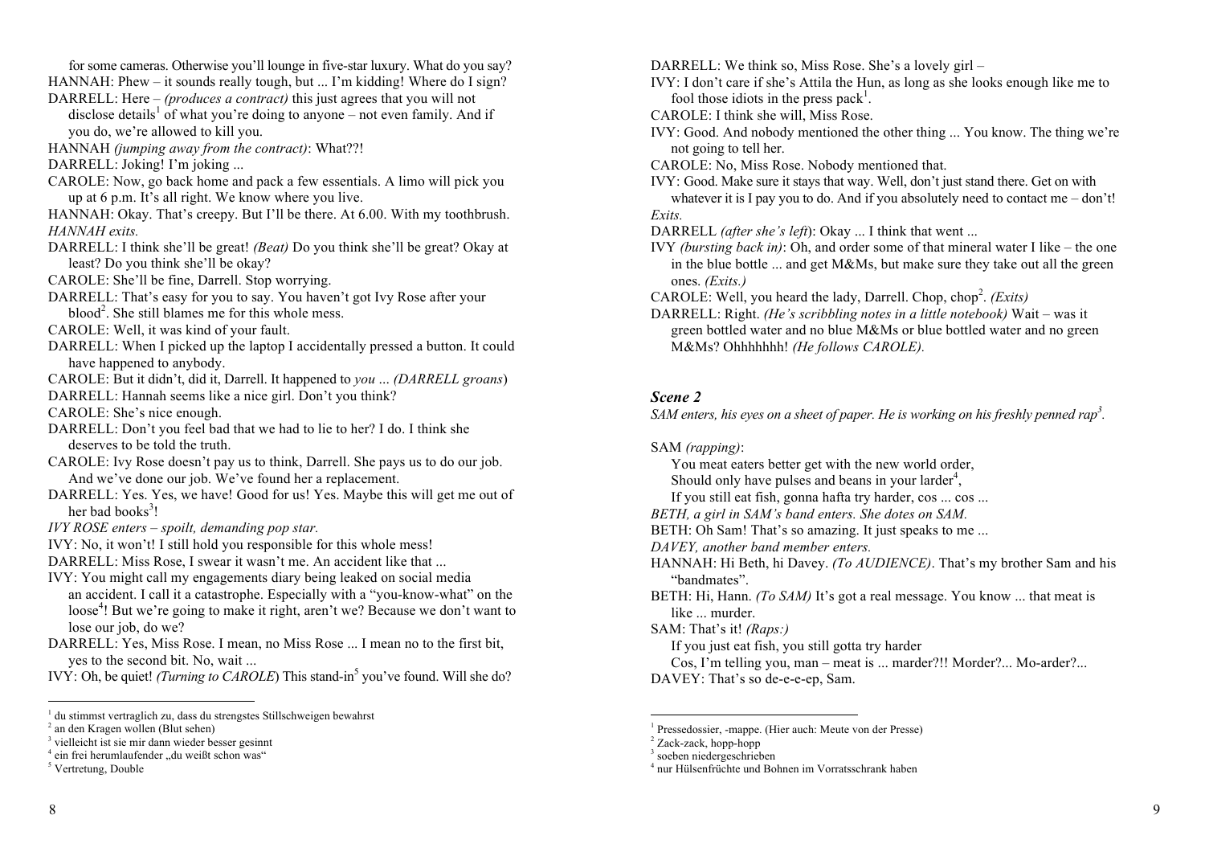for some cameras. Otherwise you'll lounge in five-star luxury. What do you say?

HANNAH: Phew – it sounds really tough, but ... I'm kidding! Where do I sign?

DARRELL: Here – *(produces a contract)* this just agrees that you will not disclose details[1] of what you're doing to anyone – not even family. And if you do, we're allowed to kill you.

HANNAH *(jumping away from the contract)*: What??!

DARRELL: Joking! I'm joking ...

CAROLE: Now, go back home and pack a few essentials. A limo will pick you up at 6 p.m. It's all right. We know where you live.

HANNAH: Okay. That's creepy. But I'll be there. At 6.00. With my toothbrush.

*HANNAH exits.*

DARRELL: I think she'll be great! *(Beat)* Do you think she'll be great? Okay at least? Do you think she'll be okay?

CAROLE: She'll be fine, Darrell. Stop worrying.

DARRELL: That's easy for you to say. You haven't got Ivy Rose after your blood[2]. She still blames me for this whole mess.

CAROLE: Well, it was kind of your fault.

DARRELL: When I picked up the laptop I accidentally pressed a button. It could have happened to anybody.

CAROLE: But it didn't, did it, Darrell. It happened to *you* ... *(DARRELL groans)*

DARRELL: Hannah seems like a nice girl. Don't you think?

CAROLE: She's nice enough.

DARRELL: Don't you feel bad that we had to lie to her? I do. I think she deserves to be told the truth.

CAROLE: Ivy Rose doesn't pay us to think, Darrell. She pays us to do our job. And we've done our job. We've found her a replacement.

DARRELL: Yes. Yes, we have! Good for us! Yes. Maybe this will get me out of her bad books[3]!

*IVY ROSE enters – spoilt, demanding pop star.*

IVY: No, it won't! I still hold you responsible for this whole mess!

DARRELL: Miss Rose, I swear it wasn't me. An accident like that ...

IVY: You might call my engagements diary being leaked on social media an accident. I call it a catastrophe. Especially with a "you-know-what" on the loose[4]! But we're going to make it right, aren't we? Because we don't want to lose our job, do we?

DARRELL: Yes, Miss Rose. I mean, no Miss Rose ... I mean no to the first bit, yes to the second bit. No, wait ...

IVY: Oh, be quiet! *(Turning to CAROLE)* This stand-in[5] you've found. Will she do?

[1] du stimmst vertraglich zu, dass du strengstes Stillschweigen bewahrst
[2] an den Kragen wollen (Blut sehen)
[3] vielleicht ist sie mir dann wieder besser gesinnt
[4] ein frei herumlaufender „du weißt schon was"
[5] Vertretung, Double

DARRELL: We think so, Miss Rose. She's a lovely girl –

IVY: I don't care if she's Attila the Hun, as long as she looks enough like me to fool those idiots in the press pack[1].

CAROLE: I think she will, Miss Rose.

IVY: Good. And nobody mentioned the other thing ... You know. The thing we're not going to tell her.

CAROLE: No, Miss Rose. Nobody mentioned that.

IVY: Good. Make sure it stays that way. Well, don't just stand there. Get on with whatever it is I pay you to do. And if you absolutely need to contact me – don't!

*Exits.*

DARRELL *(after she's left)*: Okay ... I think that went ...

IVY *(bursting back in)*: Oh, and order some of that mineral water I like – the one in the blue bottle ... and get M&Ms, but make sure they take out all the green ones. *(Exits.)*

CAROLE: Well, you heard the lady, Darrell. Chop, chop[2]. *(Exits)*

DARRELL: Right. *(He's scribbling notes in a little notebook)* Wait – was it green bottled water and no blue M&Ms or blue bottled water and no green M&Ms? Ohhhhhhh! *(He follows CAROLE).*

### *Scene 2*

*SAM enters, his eyes on a sheet of paper. He is working on his freshly penned rap[3].*

SAM *(rapping)*:

You meat eaters better get with the new world order,
Should only have pulses and beans in your larder[4],
If you still eat fish, gonna hafta try harder, cos ... cos ...

*BETH, a girl in SAM's band enters. She dotes on SAM.*

BETH: Oh Sam! That's so amazing. It just speaks to me ...

*DAVEY, another band member enters.*

HANNAH: Hi Beth, hi Davey. *(To AUDIENCE)*. That's my brother Sam and his "bandmates".

BETH: Hi, Hann. *(To SAM)* It's got a real message. You know ... that meat is like ... murder.

SAM: That's it! *(Raps:)*

If you just eat fish, you still gotta try harder
Cos, I'm telling you, man – meat is ... marder?!! Morder?... Mo-arder?...

DAVEY: That's so de-e-e-ep, Sam.

[1] Pressedossier, -mappe. (Hier auch: Meute von der Presse)
[2] Zack-zack, hopp-hopp
[3] soeben niedergeschrieben
[4] nur Hülsenfrüchte und Bohnen im Vorratsschrank haben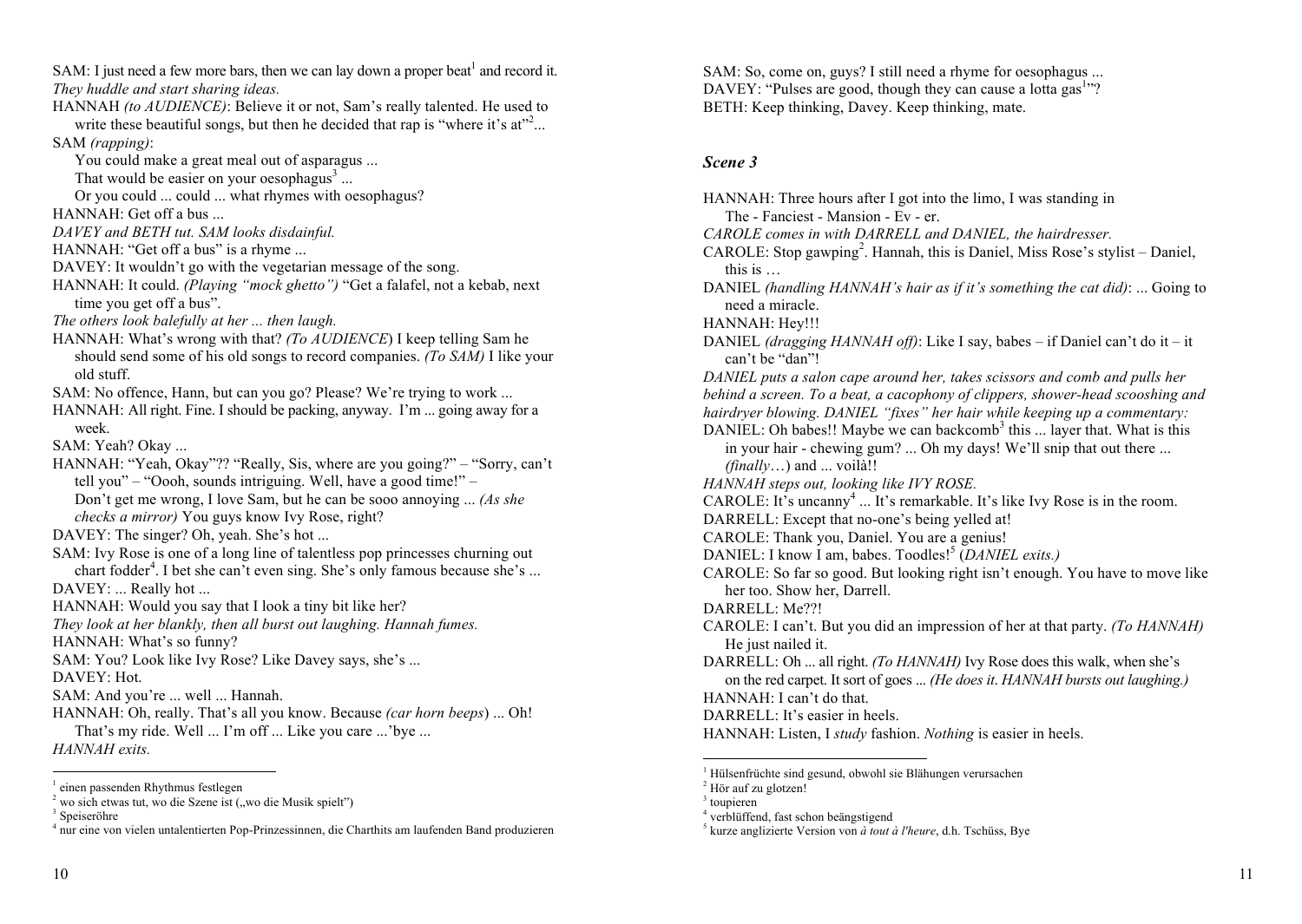SAM: I just need a few more bars, then we can lay down a proper beat[1] and record it.

*They huddle and start sharing ideas.*

HANNAH *(to AUDIENCE)*: Believe it or not, Sam's really talented. He used to write these beautiful songs, but then he decided that rap is "where it's at"[2]...

SAM *(rapping)*:

You could make a great meal out of asparagus ...
That would be easier on your oesophagus[3] ...
Or you could ... could ... what rhymes with oesophagus?

HANNAH: Get off a bus ...

*DAVEY and BETH tut. SAM looks disdainful.*

HANNAH: "Get off a bus" is a rhyme ...

DAVEY: It wouldn't go with the vegetarian message of the song.

HANNAH: It could. *(Playing "mock ghetto")* "Get a falafel, not a kebab, next time you get off a bus".

*The others look balefully at her ... then laugh.*

HANNAH: What's wrong with that? *(To AUDIENCE)* I keep telling Sam he should send some of his old songs to record companies. *(To SAM)* I like your old stuff.

SAM: No offence, Hann, but can you go? Please? We're trying to work ...

HANNAH: All right. Fine. I should be packing, anyway. I'm ... going away for a week.

SAM: Yeah? Okay ...

HANNAH: "Yeah, Okay"?? "Really, Sis, where are you going?" – "Sorry, can't tell you" – "Oooh, sounds intriguing. Well, have a good time!" – Don't get me wrong, I love Sam, but he can be sooo annoying ... *(As she checks a mirror)* You guys know Ivy Rose, right?

DAVEY: The singer? Oh, yeah. She's hot ...

SAM: Ivy Rose is one of a long line of talentless pop princesses churning out chart fodder[4]. I bet she can't even sing. She's only famous because she's ...

DAVEY: ... Really hot ...

HANNAH: Would you say that I look a tiny bit like her?

*They look at her blankly, then all burst out laughing. Hannah fumes.*

HANNAH: What's so funny?

SAM: You? Look like Ivy Rose? Like Davey says, she's ...

DAVEY: Hot.

SAM: And you're ... well ... Hannah.

HANNAH: Oh, really. That's all you know. Because *(car horn beeps)* ... Oh! That's my ride. Well ... I'm off ... Like you care ...'bye ...

*HANNAH exits.*

---

[1] einen passenden Rhythmus festlegen
[2] wo sich etwas tut, wo die Szene ist („wo die Musik spielt")
[3] Speiseröhre
[4] nur eine von vielen untalentierten Pop-Prinzessinnen, die Charthits am laufenden Band produzieren

---

SAM: So, come on, guys? I still need a rhyme for oesophagus ...

DAVEY: "Pulses are good, though they can cause a lotta gas[1]"?

BETH: Keep thinking, Davey. Keep thinking, mate.

### *Scene 3*

HANNAH: Three hours after I got into the limo, I was standing in The - Fanciest - Mansion - Ev - er.

*CAROLE comes in with DARRELL and DANIEL, the hairdresser.*

CAROLE: Stop gawping[2]. Hannah, this is Daniel, Miss Rose's stylist – Daniel, this is …

DANIEL *(handling HANNAH's hair as if it's something the cat did)*: ... Going to need a miracle.

HANNAH: Hey!!!

DANIEL *(dragging HANNAH off)*: Like I say, babes – if Daniel can't do it – it can't be "dan"!

*DANIEL puts a salon cape around her, takes scissors and comb and pulls her behind a screen. To a beat, a cacophony of clippers, shower-head scooshing and hairdryer blowing. DANIEL "fixes" her hair while keeping up a commentary:*

DANIEL: Oh babes!! Maybe we can backcomb[3] this ... layer that. What is this in your hair - chewing gum? ... Oh my days! We'll snip that out there ... *(finally…)* and ... voilà!!

*HANNAH steps out, looking like IVY ROSE.*

CAROLE: It's uncanny[4] ... It's remarkable. It's like Ivy Rose is in the room.

DARRELL: Except that no-one's being yelled at!

CAROLE: Thank you, Daniel. You are a genius!

DANIEL: I know I am, babes. Toodles![5] *(DANIEL exits.)*

CAROLE: So far so good. But looking right isn't enough. You have to move like her too. Show her, Darrell.

DARRELL: Me??!

CAROLE: I can't. But you did an impression of her at that party. *(To HANNAH)* He just nailed it.

DARRELL: Oh ... all right. *(To HANNAH)* Ivy Rose does this walk, when she's on the red carpet. It sort of goes ... *(He does it. HANNAH bursts out laughing.)*

HANNAH: I can't do that.

DARRELL: It's easier in heels.

HANNAH: Listen, I *study* fashion. *Nothing* is easier in heels.

---

[1] Hülsenfrüchte sind gesund, obwohl sie Blähungen verursachen
[2] Hör auf zu glotzen!
[3] toupieren
[4] verblüffend, fast schon beängstigend
[5] kurze anglizierte Version von *à tout à l'heure*, d.h. Tschüss, Bye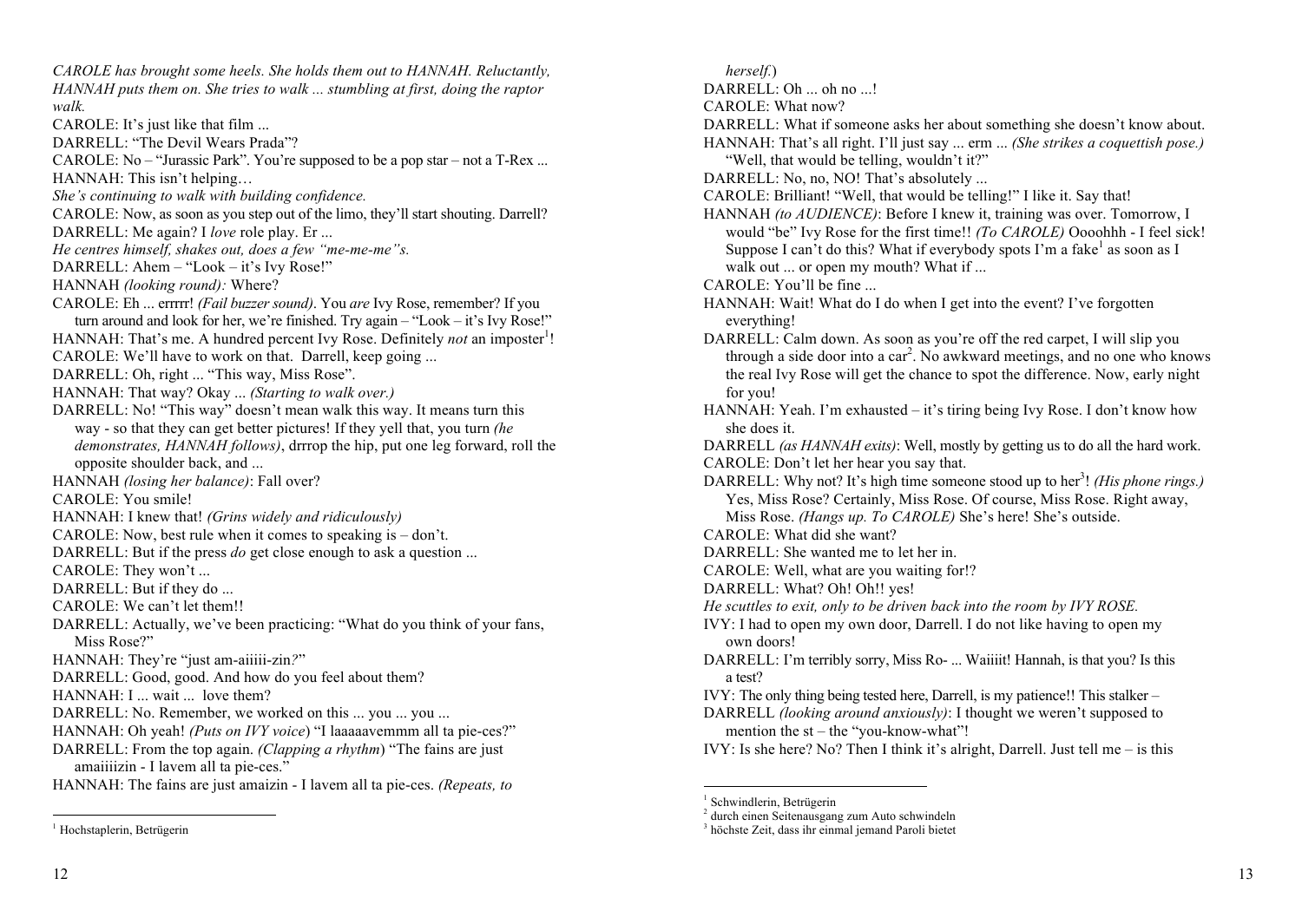*CAROLE has brought some heels. She holds them out to HANNAH. Reluctantly, HANNAH puts them on. She tries to walk ... stumbling at first, doing the raptor walk.*

CAROLE: It's just like that film ...

DARRELL: "The Devil Wears Prada"?

CAROLE: No – "Jurassic Park". You're supposed to be a pop star – not a T-Rex ...

HANNAH: This isn't helping…

*She's continuing to walk with building confidence.*

CAROLE: Now, as soon as you step out of the limo, they'll start shouting. Darrell?

DARRELL: Me again? I *love* role play. Er ...

*He centres himself, shakes out, does a few "me-me-me"s.*

DARRELL: Ahem – "Look – it's Ivy Rose!"

HANNAH *(looking round):* Where?

CAROLE: Eh ... errrrr! *(Fail buzzer sound)*. You *are* Ivy Rose, remember? If you turn around and look for her, we're finished. Try again – "Look – it's Ivy Rose!"

HANNAH: That's me. A hundred percent Ivy Rose. Definitely *not* an imposter[1]!

CAROLE: We'll have to work on that. Darrell, keep going ...

DARRELL: Oh, right ... "This way, Miss Rose".

HANNAH: That way? Okay ... *(Starting to walk over.)*

DARRELL: No! "This way" doesn't mean walk this way. It means turn this way - so that they can get better pictures! If they yell that, you turn *(he demonstrates, HANNAH follows)*, drrrop the hip, put one leg forward, roll the opposite shoulder back, and ...

HANNAH *(losing her balance)*: Fall over?

CAROLE: You smile!

HANNAH: I knew that! *(Grins widely and ridiculously)*

CAROLE: Now, best rule when it comes to speaking is – don't.

DARRELL: But if the press *do* get close enough to ask a question ...

CAROLE: They won't ...

DARRELL: But if they do ...

CAROLE: We can't let them!!

DARRELL: Actually, we've been practicing: "What do you think of your fans, Miss Rose?"

HANNAH: They're "just am-aiiiii-zin*?*"

DARRELL: Good, good. And how do you feel about them?

HANNAH: I ... wait ... love them?

DARRELL: No. Remember, we worked on this ... you ... you ...

HANNAH: Oh yeah! *(Puts on IVY voice*) "I laaaaavemmm all ta pie-ces?"

DARRELL: From the top again. *(Clapping a rhythm*) "The fains are just amaiiiizin - I lavem all ta pie-ces."

HANNAH: The fains are just amaizin - I lavem all ta pie-ces. *(Repeats, to herself.*)

DARRELL: Oh ... oh no ...!

CAROLE: What now?

DARRELL: What if someone asks her about something she doesn't know about.

HANNAH: That's all right. I'll just say ... erm ... *(She strikes a coquettish pose.)* "Well, that would be telling, wouldn't it?"

DARRELL: No, no, NO! That's absolutely ...

CAROLE: Brilliant! "Well, that would be telling!" I like it. Say that!

HANNAH *(to AUDIENCE)*: Before I knew it, training was over. Tomorrow, I would "be" Ivy Rose for the first time!! *(To CAROLE)* Oooohhh - I feel sick! Suppose I can't do this? What if everybody spots I'm a fake[1] as soon as I walk out ... or open my mouth? What if ...

CAROLE: You'll be fine ...

HANNAH: Wait! What do I do when I get into the event? I've forgotten everything!

DARRELL: Calm down. As soon as you're off the red carpet, I will slip you through a side door into a car[2]. No awkward meetings, and no one who knows the real Ivy Rose will get the chance to spot the difference. Now, early night for you!

HANNAH: Yeah. I'm exhausted – it's tiring being Ivy Rose. I don't know how she does it.

DARRELL *(as HANNAH exits)*: Well, mostly by getting us to do all the hard work.

CAROLE: Don't let her hear you say that.

DARRELL: Why not? It's high time someone stood up to her[3]! *(His phone rings.)* Yes, Miss Rose? Certainly, Miss Rose. Of course, Miss Rose. Right away, Miss Rose. *(Hangs up. To CAROLE)* She's here! She's outside.

CAROLE: What did she want?

DARRELL: She wanted me to let her in.

CAROLE: Well, what are you waiting for!?

DARRELL: What? Oh! Oh!! yes!

*He scuttles to exit, only to be driven back into the room by IVY ROSE.*

IVY: I had to open my own door, Darrell. I do not like having to open my own doors!

DARRELL: I'm terribly sorry, Miss Ro- ... Waiiiit! Hannah, is that you? Is this a test?

IVY: The only thing being tested here, Darrell, is my patience!! This stalker –

DARRELL *(looking around anxiously)*: I thought we weren't supposed to mention the st – the "you-know-what"!

IVY: Is she here? No? Then I think it's alright, Darrell. Just tell me – is this

---

[1] Hochstaplerin, Betrügerin

[1] Schwindlerin, Betrügerin
[2] durch einen Seitenausgang zum Auto schwindeln
[3] höchste Zeit, dass ihr einmal jemand Paroli bietet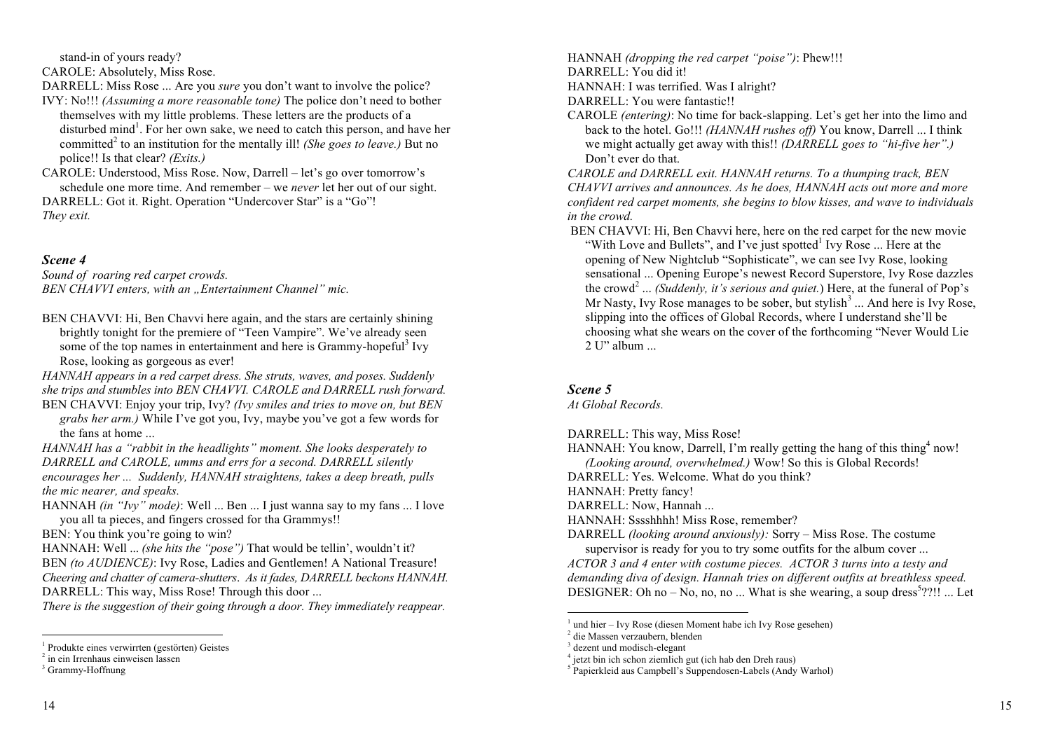stand-in of yours ready?

CAROLE: Absolutely, Miss Rose.

DARRELL: Miss Rose ... Are you *sure* you don't want to involve the police?

IVY: No!!! *(Assuming a more reasonable tone)* The police don't need to bother themselves with my little problems. These letters are the products of a disturbed mind[1]. For her own sake, we need to catch this person, and have her committed[2] to an institution for the mentally ill! *(She goes to leave.)* But no police!! Is that clear? *(Exits.)*

CAROLE: Understood, Miss Rose. Now, Darrell – let's go over tomorrow's schedule one more time. And remember – we *never* let her out of our sight.

DARRELL: Got it. Right. Operation "Undercover Star" is a "Go"!

*They exit.*

### *Scene 4*

*Sound of roaring red carpet crowds.*
*BEN CHAVVI enters, with an „Entertainment Channel" mic.*

BEN CHAVVI: Hi, Ben Chavvi here again, and the stars are certainly shining brightly tonight for the premiere of "Teen Vampire". We've already seen some of the top names in entertainment and here is Grammy-hopeful[3] Ivy Rose, looking as gorgeous as ever!

*HANNAH appears in a red carpet dress. She struts, waves, and poses. Suddenly she trips and stumbles into BEN CHAVVI. CAROLE and DARRELL rush forward.*

BEN CHAVVI: Enjoy your trip, Ivy? *(Ivy smiles and tries to move on, but BEN grabs her arm.)* While I've got you, Ivy, maybe you've got a few words for the fans at home ...

*HANNAH has a "rabbit in the headlights" moment. She looks desperately to DARRELL and CAROLE, umms and errs for a second. DARRELL silently encourages her ... Suddenly, HANNAH straightens, takes a deep breath, pulls the mic nearer, and speaks.*

HANNAH *(in "Ivy" mode)*: Well ... Ben ... I just wanna say to my fans ... I love you all ta pieces, and fingers crossed for tha Grammys!!

BEN: You think you're going to win?

HANNAH: Well ... *(she hits the "pose")* That would be tellin', wouldn't it?

BEN *(to AUDIENCE)*: Ivy Rose, Ladies and Gentlemen! A National Treasure!

*Cheering and chatter of camera-shutters. As it fades, DARRELL beckons HANNAH.*

DARRELL: This way, Miss Rose! Through this door ...

*There is the suggestion of their going through a door. They immediately reappear.*

---

[1] Produkte eines verwirrten (gestörten) Geistes
[2] in ein Irrenhaus einweisen lassen
[3] Grammy-Hoffnung

---

HANNAH *(dropping the red carpet "poise")*: Phew!!!

DARRELL: You did it!

HANNAH: I was terrified. Was I alright?

DARRELL: You were fantastic!!

CAROLE *(entering)*: No time for back-slapping. Let's get her into the limo and back to the hotel. Go!!! *(HANNAH rushes off)* You know, Darrell ... I think we might actually get away with this!! *(DARRELL goes to "hi-five her".)* Don't ever do that.

*CAROLE and DARRELL exit. HANNAH returns. To a thumping track, BEN CHAVVI arrives and announces. As he does, HANNAH acts out more and more confident red carpet moments, she begins to blow kisses, and wave to individuals in the crowd.*

BEN CHAVVI: Hi, Ben Chavvi here, here on the red carpet for the new movie "With Love and Bullets", and I've just spotted[1] Ivy Rose ... Here at the opening of New Nightclub "Sophisticate", we can see Ivy Rose, looking sensational ... Opening Europe's newest Record Superstore, Ivy Rose dazzles the crowd[2] ... *(Suddenly, it's serious and quiet.)* Here, at the funeral of Pop's Mr Nasty, Ivy Rose manages to be sober, but stylish[3] ... And here is Ivy Rose, slipping into the offices of Global Records, where I understand she'll be choosing what she wears on the cover of the forthcoming "Never Would Lie 2 U" album ...

### *Scene 5*

*At Global Records.*

DARRELL: This way, Miss Rose!

HANNAH: You know, Darrell, I'm really getting the hang of this thing[4] now! *(Looking around, overwhelmed.)* Wow! So this is Global Records!

DARRELL: Yes. Welcome. What do you think?

HANNAH: Pretty fancy!

DARRELL: Now, Hannah ...

HANNAH: Sssshhhh! Miss Rose, remember?

DARRELL *(looking around anxiously):* Sorry – Miss Rose. The costume supervisor is ready for you to try some outfits for the album cover ...

*ACTOR 3 and 4 enter with costume pieces. ACTOR 3 turns into a testy and demanding diva of design. Hannah tries on different outfits at breathless speed.*

DESIGNER: Oh no – No, no, no ... What is she wearing, a soup dress[5]??!! ... Let

---

[1] und hier – Ivy Rose (diesen Moment habe ich Ivy Rose gesehen)
[2] die Massen verzaubern, blenden
[3] dezent und modisch-elegant
[4] jetzt bin ich schon ziemlich gut (ich hab den Dreh raus)
[5] Papierkleid aus Campbell's Suppendosen-Labels (Andy Warhol)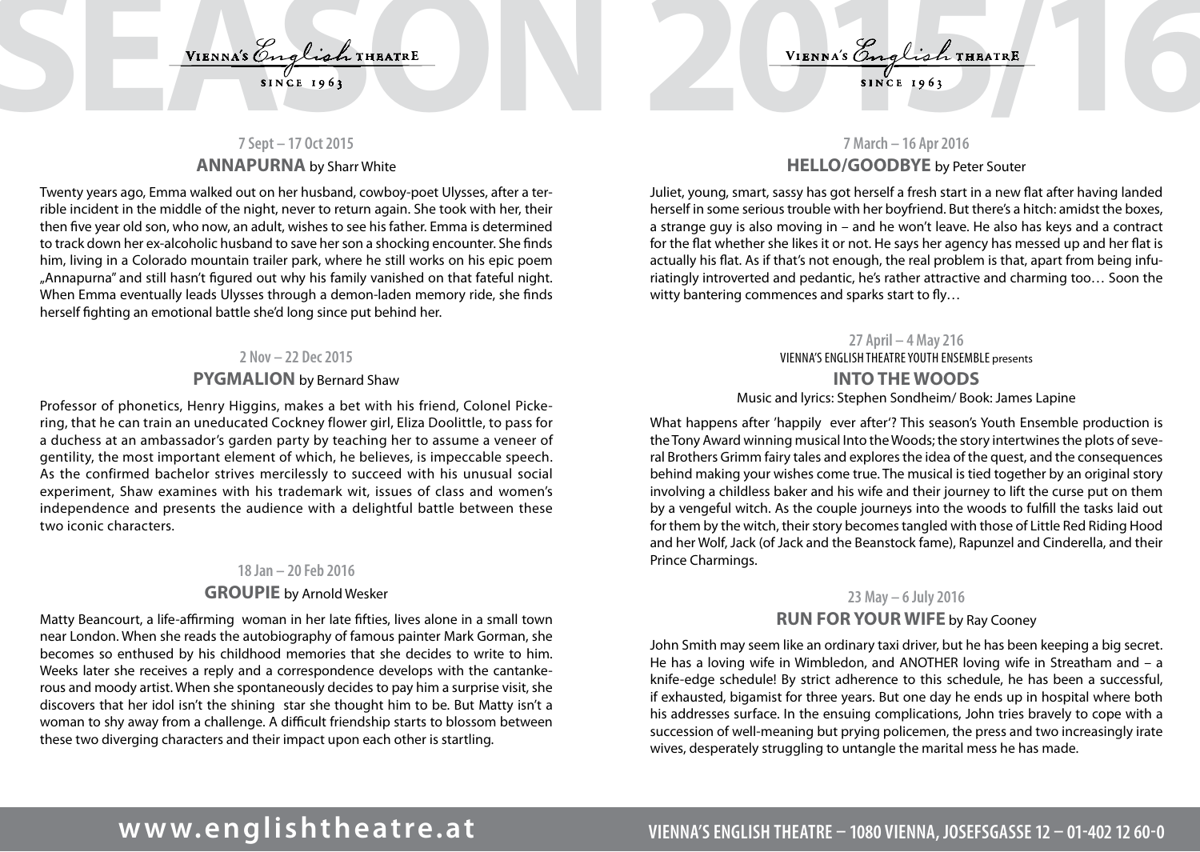# SEASON 2015/16

VIENNA'S English THEATRE
SINCE 1963

**7 Sept – 17 Oct 2015**

## ANNAPURNA by Sharr White

Twenty years ago, Emma walked out on her husband, cowboy-poet Ulysses, after a terrible incident in the middle of the night, never to return again. She took with her, their then five year old son, who now, an adult, wishes to see his father. Emma is determined to track down her ex-alcoholic husband to save her son a shocking encounter. She finds him, living in a Colorado mountain trailer park, where he still works on his epic poem „Annapurna" and still hasn't figured out why his family vanished on that fateful night. When Emma eventually leads Ulysses through a demon-laden memory ride, she finds herself fighting an emotional battle she'd long since put behind her.

**2 Nov – 22 Dec 2015**

## PYGMALION by Bernard Shaw

Professor of phonetics, Henry Higgins, makes a bet with his friend, Colonel Pickering, that he can train an uneducated Cockney flower girl, Eliza Doolittle, to pass for a duchess at an ambassador's garden party by teaching her to assume a veneer of gentility, the most important element of which, he believes, is impeccable speech. As the confirmed bachelor strives mercilessly to succeed with his unusual social experiment, Shaw examines with his trademark wit, issues of class and women's independence and presents the audience with a delightful battle between these two iconic characters.

**18 Jan – 20 Feb 2016**

## GROUPIE by Arnold Wesker

Matty Beancourt, a life-affirming woman in her late fifties, lives alone in a small town near London. When she reads the autobiography of famous painter Mark Gorman, she becomes so enthused by his childhood memories that she decides to write to him. Weeks later she receives a reply and a correspondence develops with the cantankerous and moody artist. When she spontaneously decides to pay him a surprise visit, she discovers that her idol isn't the shining star she thought him to be. But Matty isn't a woman to shy away from a challenge. A difficult friendship starts to blossom between these two diverging characters and their impact upon each other is startling.

VIENNA'S English THEATRE
SINCE 1963

**7 March – 16 Apr 2016**

## HELLO/GOODBYE by Peter Souter

Juliet, young, smart, sassy has got herself a fresh start in a new flat after having landed herself in some serious trouble with her boyfriend. But there's a hitch: amidst the boxes, a strange guy is also moving in – and he won't leave. He also has keys and a contract for the flat whether she likes it or not. He says her agency has messed up and her flat is actually his flat. As if that's not enough, the real problem is that, apart from being infuriatingly introverted and pedantic, he's rather attractive and charming too… Soon the witty bantering commences and sparks start to fly…

**27 April – 4 May 216**

VIENNA'S ENGLISH THEATRE YOUTH ENSEMBLE presents

## INTO THE WOODS

Music and lyrics: Stephen Sondheim/ Book: James Lapine

What happens after 'happily ever after'? This season's Youth Ensemble production is the Tony Award winning musical Into the Woods; the story intertwines the plots of several Brothers Grimm fairy tales and explores the idea of the quest, and the consequences behind making your wishes come true. The musical is tied together by an original story involving a childless baker and his wife and their journey to lift the curse put on them by a vengeful witch. As the couple journeys into the woods to fulfill the tasks laid out for them by the witch, their story becomes tangled with those of Little Red Riding Hood and her Wolf, Jack (of Jack and the Beanstock fame), Rapunzel and Cinderella, and their Prince Charmings.

**23 May – 6 July 2016**

## RUN FOR YOUR WIFE by Ray Cooney

John Smith may seem like an ordinary taxi driver, but he has been keeping a big secret. He has a loving wife in Wimbledon, and ANOTHER loving wife in Streatham and – a knife-edge schedule! By strict adherence to this schedule, he has been a successful, if exhausted, bigamist for three years. But one day he ends up in hospital where both his addresses surface. In the ensuing complications, John tries bravely to cope with a succession of well-meaning but prying policemen, the press and two increasingly irate wives, desperately struggling to untangle the marital mess he has made.

**www.englishtheatre.at** VIENNA'S ENGLISH THEATRE – 1080 VIENNA, JOSEFSGASSE 12 – 01-402 12 60-0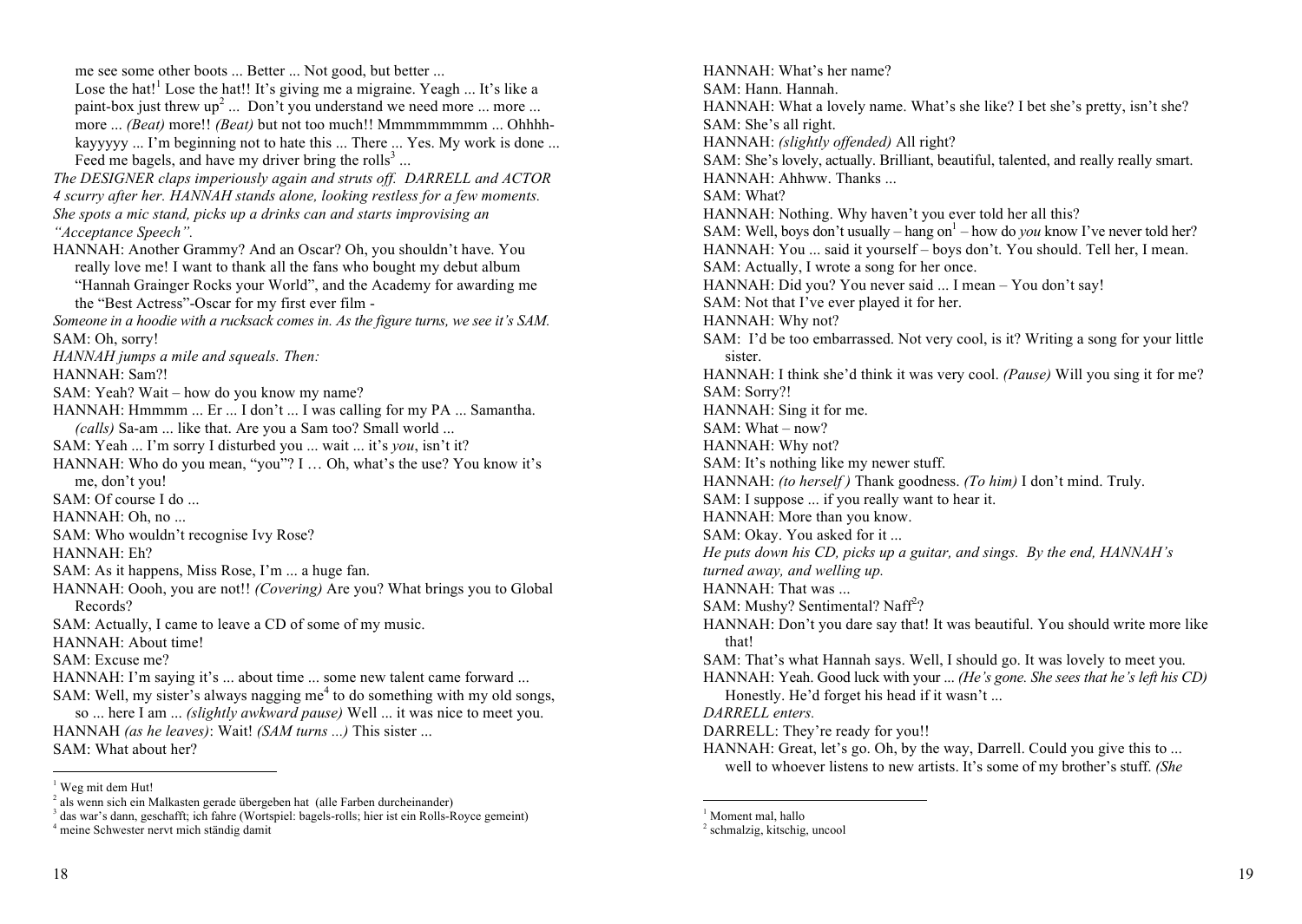me see some other boots ... Better ... Not good, but better ...

Lose the hat![1] Lose the hat!! It's giving me a migraine. Yeagh ... It's like a paint-box just threw up[2] ... Don't you understand we need more ... more ... more ... *(Beat)* more!! *(Beat)* but not too much!! Mmmmmmmmm ... Ohhhh-kayyyyy ... I'm beginning not to hate this ... There ... Yes. My work is done ... Feed me bagels, and have my driver bring the rolls[3] ...

*The DESIGNER claps imperiously again and struts off. DARRELL and ACTOR 4 scurry after her. HANNAH stands alone, looking restless for a few moments. She spots a mic stand, picks up a drinks can and starts improvising an "Acceptance Speech".*

HANNAH: Another Grammy? And an Oscar? Oh, you shouldn't have. You really love me! I want to thank all the fans who bought my debut album "Hannah Grainger Rocks your World", and the Academy for awarding me the "Best Actress"-Oscar for my first ever film -

*Someone in a hoodie with a rucksack comes in. As the figure turns, we see it's SAM.*

SAM: Oh, sorry!

*HANNAH jumps a mile and squeals. Then:*

HANNAH: Sam?!

SAM: Yeah? Wait – how do you know my name?

HANNAH: Hmmmm ... Er ... I don't ... I was calling for my PA ... Samantha. *(calls)* Sa-am ... like that. Are you a Sam too? Small world ...

SAM: Yeah ... I'm sorry I disturbed you ... wait ... it's *you*, isn't it?

HANNAH: Who do you mean, "you"? I … Oh, what's the use? You know it's me, don't you!

SAM: Of course I do ...

HANNAH: Oh, no ...

SAM: Who wouldn't recognise Ivy Rose?

HANNAH: Eh?

SAM: As it happens, Miss Rose, I'm ... a huge fan.

HANNAH: Oooh, you are not!! *(Covering)* Are you? What brings you to Global Records?

SAM: Actually, I came to leave a CD of some of my music.

HANNAH: About time!

SAM: Excuse me?

HANNAH: I'm saying it's ... about time ... some new talent came forward ...

SAM: Well, my sister's always nagging me[4] to do something with my old songs, so ... here I am ... *(slightly awkward pause)* Well ... it was nice to meet you.

HANNAH *(as he leaves)*: Wait! *(SAM turns ...)* This sister ...

SAM: What about her?

[1] Weg mit dem Hut!
[2] als wenn sich ein Malkasten gerade übergeben hat (alle Farben durcheinander)
[3] das war's dann, geschafft; ich fahre (Wortspiel: bagels-rolls; hier ist ein Rolls-Royce gemeint)
[4] meine Schwester nervt mich ständig damit

HANNAH: What's her name?

SAM: Hann. Hannah.

HANNAH: What a lovely name. What's she like? I bet she's pretty, isn't she?

SAM: She's all right.

HANNAH: *(slightly offended)* All right?

SAM: She's lovely, actually. Brilliant, beautiful, talented, and really really smart.

HANNAH: Ahhww. Thanks ...

SAM: What?

HANNAH: Nothing. Why haven't you ever told her all this?

SAM: Well, boys don't usually – hang on[1] – how do *you* know I've never told her?

HANNAH: You ... said it yourself – boys don't. You should. Tell her, I mean.

SAM: Actually, I wrote a song for her once.

HANNAH: Did you? You never said ... I mean – You don't say!

SAM: Not that I've ever played it for her.

HANNAH: Why not?

SAM: I'd be too embarrassed. Not very cool, is it? Writing a song for your little sister.

HANNAH: I think she'd think it was very cool. *(Pause)* Will you sing it for me?

SAM: Sorry?!

HANNAH: Sing it for me.

SAM: What – now?

HANNAH: Why not?

SAM: It's nothing like my newer stuff.

HANNAH: *(to herself )* Thank goodness. *(To him)* I don't mind. Truly.

SAM: I suppose ... if you really want to hear it.

HANNAH: More than you know.

SAM: Okay. You asked for it ...

*He puts down his CD, picks up a guitar, and sings. By the end, HANNAH's turned away, and welling up.*

HANNAH: That was ...

SAM: Mushy? Sentimental? Naff[2]?

HANNAH: Don't you dare say that! It was beautiful. You should write more like that!

SAM: That's what Hannah says. Well, I should go. It was lovely to meet you.

HANNAH: Yeah. Good luck with your ... *(He's gone. She sees that he's left his CD)* Honestly. He'd forget his head if it wasn't ...

*DARRELL enters.*

DARRELL: They're ready for you!!

HANNAH: Great, let's go. Oh, by the way, Darrell. Could you give this to ... well to whoever listens to new artists. It's some of my brother's stuff. *(She*

[1] Moment mal, hallo
[2] schmalzig, kitschig, uncool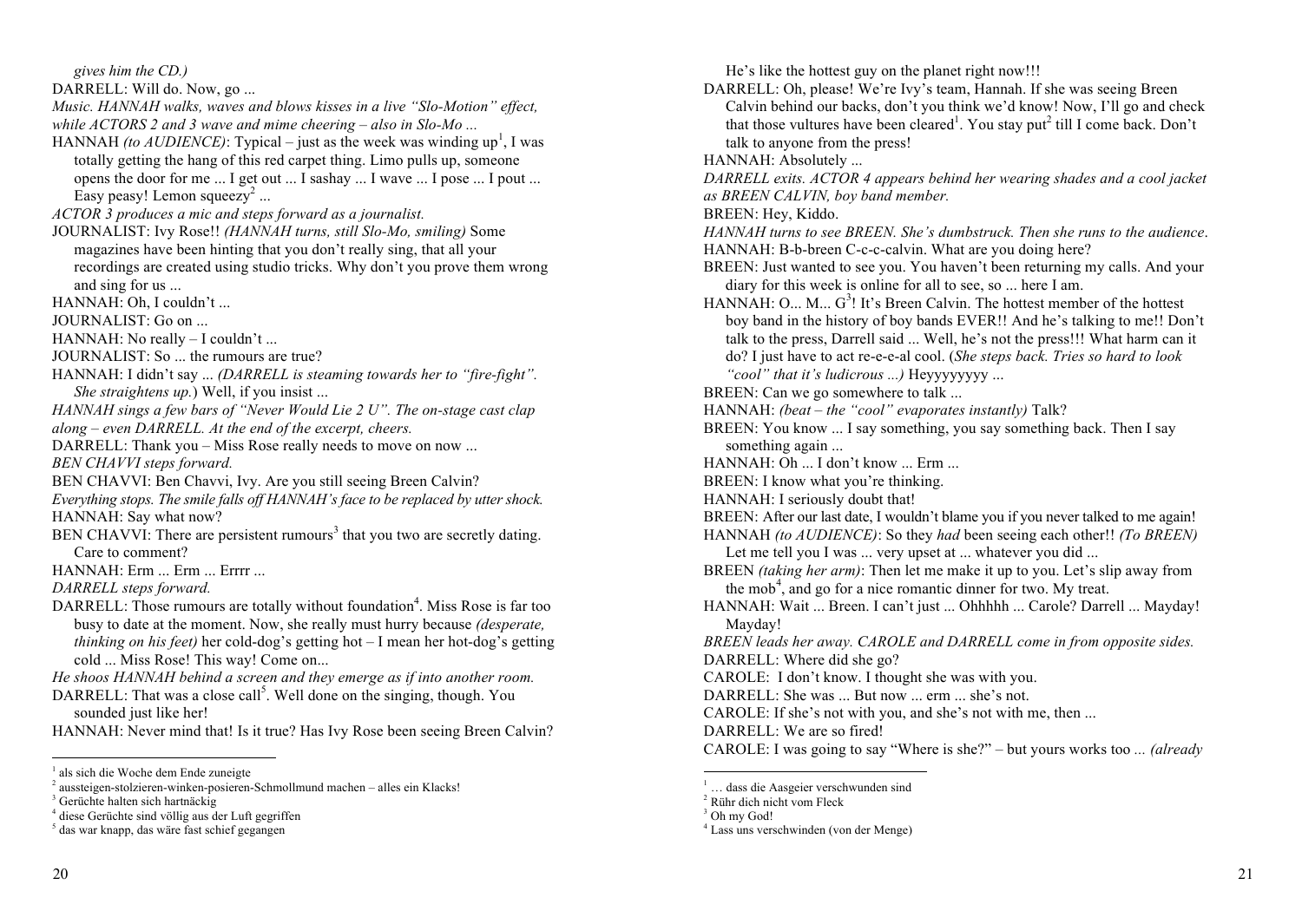*gives him the CD.)*

DARRELL: Will do. Now, go ...

*Music. HANNAH walks, waves and blows kisses in a live "Slo-Motion" effect, while ACTORS 2 and 3 wave and mime cheering – also in Slo-Mo ...*

HANNAH *(to AUDIENCE)*: Typical – just as the week was winding up[1], I was totally getting the hang of this red carpet thing. Limo pulls up, someone opens the door for me ... I get out ... I sashay ... I wave ... I pose ... I pout ... Easy peasy! Lemon squeezy[2] ...

*ACTOR 3 produces a mic and steps forward as a journalist.*

JOURNALIST: Ivy Rose!! *(HANNAH turns, still Slo-Mo, smiling)* Some magazines have been hinting that you don't really sing, that all your recordings are created using studio tricks. Why don't you prove them wrong and sing for us ...

HANNAH: Oh, I couldn't ...

JOURNALIST: Go on ...

HANNAH: No really – I couldn't ...

JOURNALIST: So ... the rumours are true?

HANNAH: I didn't say ... *(DARRELL is steaming towards her to "fire-fight". She straightens up.)* Well, if you insist ...

*HANNAH sings a few bars of "Never Would Lie 2 U". The on-stage cast clap along – even DARRELL. At the end of the excerpt, cheers.*

DARRELL: Thank you – Miss Rose really needs to move on now ...

*BEN CHAVVI steps forward.*

BEN CHAVVI: Ben Chavvi, Ivy. Are you still seeing Breen Calvin?

*Everything stops. The smile falls off HANNAH's face to be replaced by utter shock.*

HANNAH: Say what now?

BEN CHAVVI: There are persistent rumours[3] that you two are secretly dating. Care to comment?

HANNAH: Erm ... Erm ... Errrr ...

*DARRELL steps forward.*

DARRELL: Those rumours are totally without foundation[4]. Miss Rose is far too busy to date at the moment. Now, she really must hurry because *(desperate, thinking on his feet)* her cold-dog's getting hot – I mean her hot-dog's getting cold ... Miss Rose! This way! Come on...

*He shoos HANNAH behind a screen and they emerge as if into another room.*

DARRELL: That was a close call[5]. Well done on the singing, though. You sounded just like her!

HANNAH: Never mind that! Is it true? Has Ivy Rose been seeing Breen Calvin?

---

[1] als sich die Woche dem Ende zuneigte
[2] aussteigen-stolzieren-winken-posieren-Schmollmund machen – alles ein Klacks!
[3] Gerüchte halten sich hartnäckig
[4] diese Gerüchte sind völlig aus der Luft gegriffen
[5] das war knapp, das wäre fast schief gegangen

---

He's like the hottest guy on the planet right now!!!

DARRELL: Oh, please! We're Ivy's team, Hannah. If she was seeing Breen Calvin behind our backs, don't you think we'd know! Now, I'll go and check that those vultures have been cleared[1]. You stay put[2] till I come back. Don't talk to anyone from the press!

HANNAH: Absolutely ...

*DARRELL exits. ACTOR 4 appears behind her wearing shades and a cool jacket as BREEN CALVIN, boy band member.*

BREEN: Hey, Kiddo.

*HANNAH turns to see BREEN. She's dumbstruck. Then she runs to the audience.*

HANNAH: B-b-breen C-c-c-calvin. What are you doing here?

BREEN: Just wanted to see you. You haven't been returning my calls. And your diary for this week is online for all to see, so ... here I am.

HANNAH: O... M... G[3]! It's Breen Calvin. The hottest member of the hottest boy band in the history of boy bands EVER!! And he's talking to me!! Don't talk to the press, Darrell said ... Well, he's not the press!!! What harm can it do? I just have to act re-e-e-al cool. (*She steps back. Tries so hard to look "cool" that it's ludicrous ...)* Heyyyyyyyy ...

BREEN: Can we go somewhere to talk ...

HANNAH: *(beat – the "cool" evaporates instantly)* Talk?

BREEN: You know ... I say something, you say something back. Then I say something again ...

HANNAH: Oh ... I don't know ... Erm ...

BREEN: I know what you're thinking.

HANNAH: I seriously doubt that!

BREEN: After our last date, I wouldn't blame you if you never talked to me again!

HANNAH *(to AUDIENCE)*: So they *had* been seeing each other!! *(To BREEN)* Let me tell you I was ... very upset at ... whatever you did ...

BREEN *(taking her arm)*: Then let me make it up to you. Let's slip away from the mob[4], and go for a nice romantic dinner for two. My treat.

HANNAH: Wait ... Breen. I can't just ... Ohhhhh ... Carole? Darrell ... Mayday! Mayday!

*BREEN leads her away. CAROLE and DARRELL come in from opposite sides.*

DARRELL: Where did she go?

CAROLE: I don't know. I thought she was with you.

DARRELL: She was ... But now ... erm ... she's not.

CAROLE: If she's not with you, and she's not with me, then ...

DARRELL: We are so fired!

CAROLE: I was going to say "Where is she?" – but yours works too ... *(already*

---

[1] … dass die Aasgeier verschwunden sind
[2] Rühr dich nicht vom Fleck
[3] Oh my God!
[4] Lass uns verschwinden (von der Menge)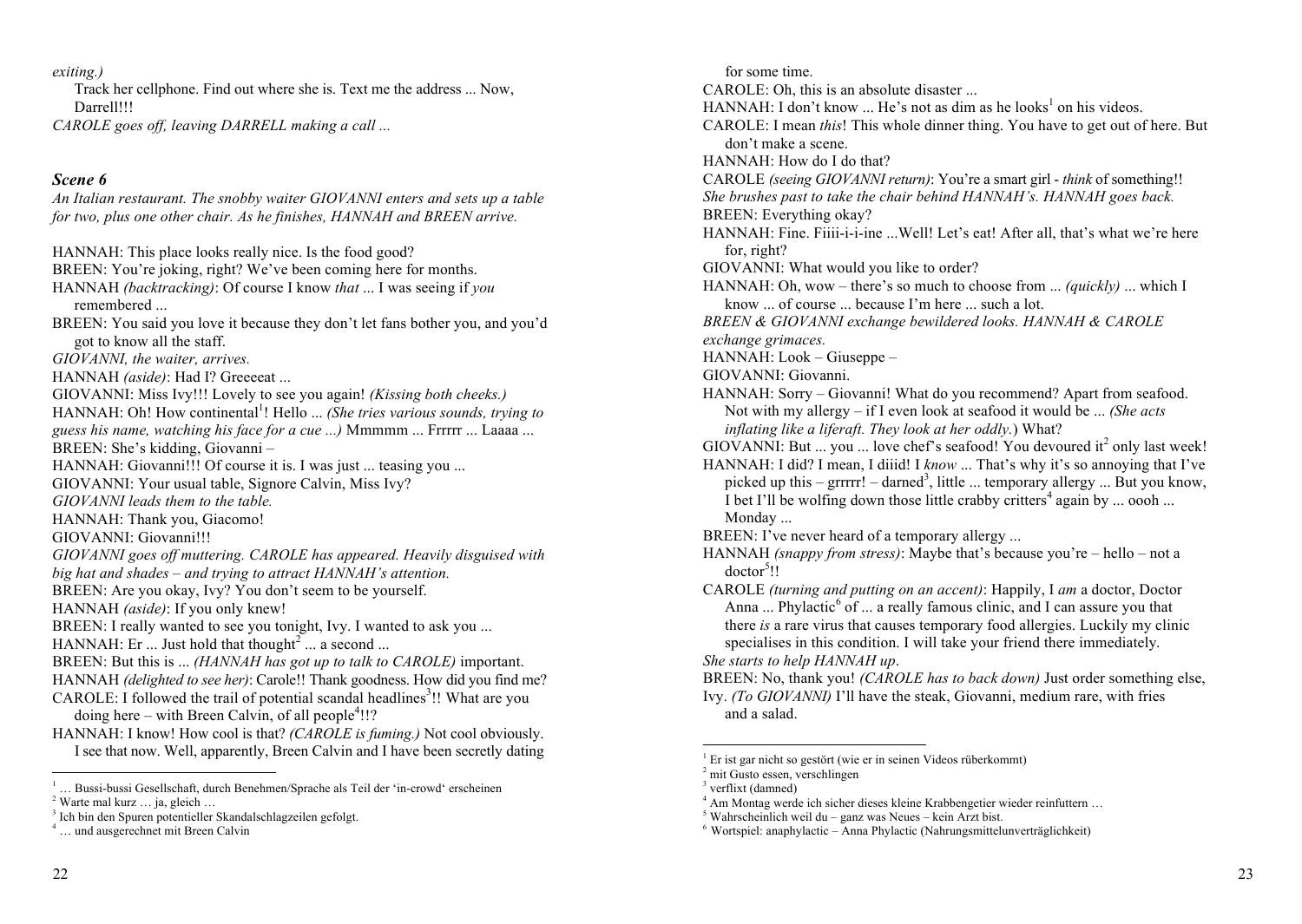*exiting.)*

Track her cellphone. Find out where she is. Text me the address ... Now, Darrell!!!

*CAROLE goes off, leaving DARRELL making a call ...*

### *Scene 6*

*An Italian restaurant. The snobby waiter GIOVANNI enters and sets up a table for two, plus one other chair. As he finishes, HANNAH and BREEN arrive.*

HANNAH: This place looks really nice. Is the food good?

BREEN: You're joking, right? We've been coming here for months.

HANNAH *(backtracking)*: Of course I know *that* ... I was seeing if *you* remembered ...

BREEN: You said you love it because they don't let fans bother you, and you'd got to know all the staff.

*GIOVANNI, the waiter, arrives.*

HANNAH *(aside)*: Had I? Greeeeat ...

GIOVANNI: Miss Ivy!!! Lovely to see you again! *(Kissing both cheeks.)*

HANNAH: Oh! How continental[1]! Hello ... *(She tries various sounds, trying to guess his name, watching his face for a cue ...)* Mmmmm ... Frrrr ... Laaaa ...

BREEN: She's kidding, Giovanni –

HANNAH: Giovanni!!! Of course it is. I was just ... teasing you ...

GIOVANNI: Your usual table, Signore Calvin, Miss Ivy?

*GIOVANNI leads them to the table.*

HANNAH: Thank you, Giacomo!

GIOVANNI: Giovanni!!!

*GIOVANNI goes off muttering. CAROLE has appeared. Heavily disguised with big hat and shades – and trying to attract HANNAH's attention.*

BREEN: Are you okay, Ivy? You don't seem to be yourself.

HANNAH *(aside)*: If you only knew!

BREEN: I really wanted to see you tonight, Ivy. I wanted to ask you ...

HANNAH: Er ... Just hold that thought[2] ... a second ...

BREEN: But this is ... *(HANNAH has got up to talk to CAROLE)* important.

HANNAH *(delighted to see her)*: Carole!! Thank goodness. How did you find me?

CAROLE: I followed the trail of potential scandal headlines[3]!! What are you doing here – with Breen Calvin, of all people[4]!!?

HANNAH: I know! How cool is that? *(CAROLE is fuming.)* Not cool obviously. I see that now. Well, apparently, Breen Calvin and I have been secretly dating

---

[1] … Bussi-bussi Gesellschaft, durch Benehmen/Sprache als Teil der 'in-crowd' erscheinen

[2] Warte mal kurz … ja, gleich …

[3] Ich bin den Spuren potentieller Skandalschlagzeilen gefolgt.

[4] … und ausgerechnet mit Breen Calvin

---

for some time.

CAROLE: Oh, this is an absolute disaster ...

HANNAH: I don't know ... He's not as dim as he looks[1] on his videos.

CAROLE: I mean *this*! This whole dinner thing. You have to get out of here. But don't make a scene.

HANNAH: How do I do that?

CAROLE *(seeing GIOVANNI return)*: You're a smart girl - *think* of something!!

*She brushes past to take the chair behind HANNAH's. HANNAH goes back.*

BREEN: Everything okay?

HANNAH: Fine. Fiiii-i-i-ine ...Well! Let's eat! After all, that's what we're here for, right?

GIOVANNI: What would you like to order?

HANNAH: Oh, wow – there's so much to choose from ... *(quickly)* ... which I know ... of course ... because I'm here ... such a lot.

*BREEN & GIOVANNI exchange bewildered looks. HANNAH & CAROLE exchange grimaces.*

HANNAH: Look – Giuseppe –

GIOVANNI: Giovanni.

HANNAH: Sorry – Giovanni! What do you recommend? Apart from seafood. Not with my allergy – if I even look at seafood it would be ... *(She acts inflating like a liferaft. They look at her oddly.*) What?

GIOVANNI: But ... you ... love chef's seafood! You devoured it[2] only last week!

HANNAH: I did? I mean, I diiid! I *know* ... That's why it's so annoying that I've picked up this – grrrrr! – darned[3], little ... temporary allergy ... But you know, I bet I'll be wolfing down those little crabby critters[4] again by ... oooh ... Monday ...

BREEN: I've never heard of a temporary allergy ...

HANNAH *(snappy from stress)*: Maybe that's because you're – hello – not a doctor[5]!!

CAROLE *(turning and putting on an accent)*: Happily, I *am* a doctor, Doctor Anna ... Phylactic[6] of ... a really famous clinic, and I can assure you that there *is* a rare virus that causes temporary food allergies. Luckily my clinic specialises in this condition. I will take your friend there immediately.

*She starts to help HANNAH up*.

BREEN: No, thank you! *(CAROLE has to back down)* Just order something else, Ivy. *(To GIOVANNI)* I'll have the steak, Giovanni, medium rare, with fries and a salad.

---

[1] Er ist gar nicht so gestört (wie er in seinen Videos rüberkommt)

[2] mit Gusto essen, verschlingen

[3] verflixt (damned)

[4] Am Montag werde ich sicher dieses kleine Krabbengetier wieder reinfuttern …

[5] Wahrscheinlich weil du – ganz was Neues – kein Arzt bist.

[6] Wortspiel: anaphylactic – Anna Phylactic (Nahrungsmittelunverträglichkeit)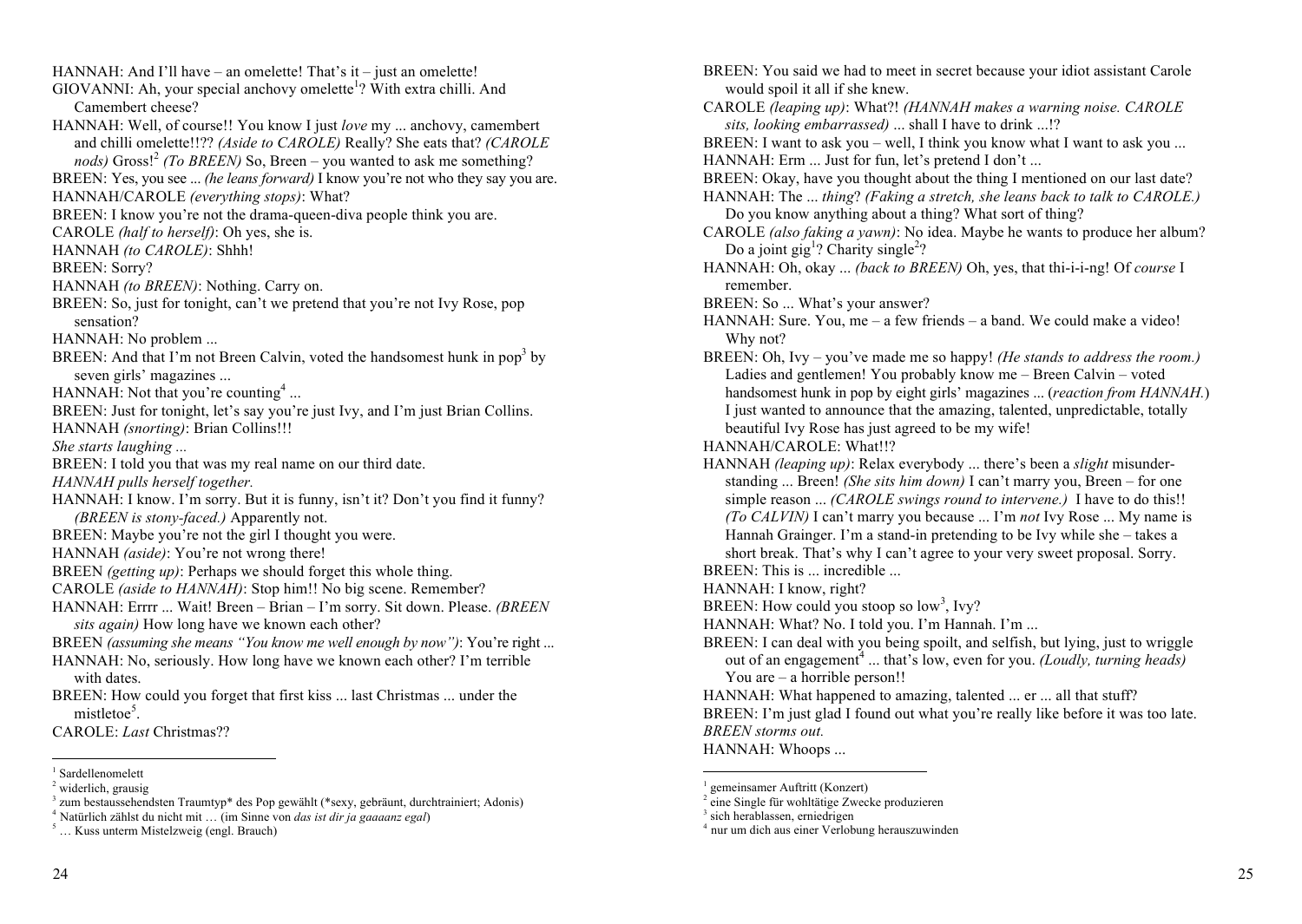HANNAH: And I'll have – an omelette! That's it – just an omelette!

GIOVANNI: Ah, your special anchovy omelette[1]? With extra chilli. And Camembert cheese?

HANNAH: Well, of course!! You know I just *love* my ... anchovy, camembert and chilli omelette!!?? *(Aside to CAROLE)* Really? She eats that? *(CAROLE nods)* Gross![2] *(To BREEN)* So, Breen – you wanted to ask me something?

BREEN: Yes, you see ... *(he leans forward)* I know you're not who they say you are.

HANNAH/CAROLE *(everything stops)*: What?

BREEN: I know you're not the drama-queen-diva people think you are.

CAROLE *(half to herself)*: Oh yes, she is.

HANNAH *(to CAROLE)*: Shhh!

BREEN: Sorry?

HANNAH *(to BREEN)*: Nothing. Carry on.

BREEN: So, just for tonight, can't we pretend that you're not Ivy Rose, pop sensation?

HANNAH: No problem ...

BREEN: And that I'm not Breen Calvin, voted the handsomest hunk in pop[3] by seven girls' magazines ...

HANNAH: Not that you're counting[4] ...

BREEN: Just for tonight, let's say you're just Ivy, and I'm just Brian Collins.

HANNAH *(snorting)*: Brian Collins!!!

*She starts laughing ...*

BREEN: I told you that was my real name on our third date.

*HANNAH pulls herself together.*

HANNAH: I know. I'm sorry. But it is funny, isn't it? Don't you find it funny? *(BREEN is stony-faced.)* Apparently not.

BREEN: Maybe you're not the girl I thought you were.

HANNAH *(aside)*: You're not wrong there!

BREEN *(getting up)*: Perhaps we should forget this whole thing.

CAROLE *(aside to HANNAH)*: Stop him!! No big scene. Remember?

HANNAH: Errrr ... Wait! Breen – Brian – I'm sorry. Sit down. Please. *(BREEN sits again)* How long have we known each other?

BREEN *(assuming she means "You know me well enough by now")*: You're right ...

HANNAH: No, seriously. How long have we known each other? I'm terrible with dates.

BREEN: How could you forget that first kiss ... last Christmas ... under the mistletoe[5].

CAROLE: *Last* Christmas??

---

[1] Sardellenomelett
[2] widerlich, grausig
[3] zum bestaussehendsten Traumtyp* des Pop gewählt (*sexy, gebräunt, durchtrainiert; Adonis)
[4] Natürlich zählst du nicht mit … (im Sinne von *das ist dir ja gaaaanz egal*)
[5] … Kuss unterm Mistelzweig (engl. Brauch)

---

BREEN: You said we had to meet in secret because your idiot assistant Carole would spoil it all if she knew.

CAROLE *(leaping up)*: What?! *(HANNAH makes a warning noise. CAROLE sits, looking embarrassed)* ... shall I have to drink ...!?

BREEN: I want to ask you – well, I think you know what I want to ask you ...

HANNAH: Erm ... Just for fun, let's pretend I don't ...

BREEN: Okay, have you thought about the thing I mentioned on our last date?

HANNAH: The ... *thing*? *(Faking a stretch, she leans back to talk to CAROLE.)* Do you know anything about a thing? What sort of thing?

CAROLE *(also faking a yawn)*: No idea. Maybe he wants to produce her album? Do a joint gig[1]? Charity single[2]?

HANNAH: Oh, okay ... *(back to BREEN)* Oh, yes, that thi-i-i-ng! Of *course* I remember.

BREEN: So ... What's your answer?

HANNAH: Sure. You, me – a few friends – a band. We could make a video! Why not?

BREEN: Oh, Ivy – you've made me so happy! *(He stands to address the room.)* Ladies and gentlemen! You probably know me – Breen Calvin – voted handsomest hunk in pop by eight girls' magazines ... (*reaction from HANNAH.*) I just wanted to announce that the amazing, talented, unpredictable, totally beautiful Ivy Rose has just agreed to be my wife!

HANNAH/CAROLE: What!!?

HANNAH *(leaping up)*: Relax everybody ... there's been a *slight* misunderstanding ... Breen! *(She sits him down)* I can't marry you, Breen – for one simple reason ... *(CAROLE swings round to intervene.)* I have to do this!! *(To CALVIN)* I can't marry you because ... I'm *not* Ivy Rose ... My name is Hannah Grainger. I'm a stand-in pretending to be Ivy while she – takes a short break. That's why I can't agree to your very sweet proposal. Sorry.

BREEN: This is ... incredible ...

HANNAH: I know, right?

BREEN: How could you stoop so low[3], Ivy?

HANNAH: What? No. I told you. I'm Hannah. I'm ...

BREEN: I can deal with you being spoilt, and selfish, but lying, just to wriggle out of an engagement[4] ... that's low, even for you. *(Loudly, turning heads)* You are – a horrible person!!

HANNAH: What happened to amazing, talented ... er ... all that stuff?

BREEN: I'm just glad I found out what you're really like before it was too late.

*BREEN storms out.*

HANNAH: Whoops ...

---

[1] gemeinsamer Auftritt (Konzert)
[2] eine Single für wohltätige Zwecke produzieren
[3] sich herablassen, erniedrigen
[4] nur um dich aus einer Verlobung herauszuwinden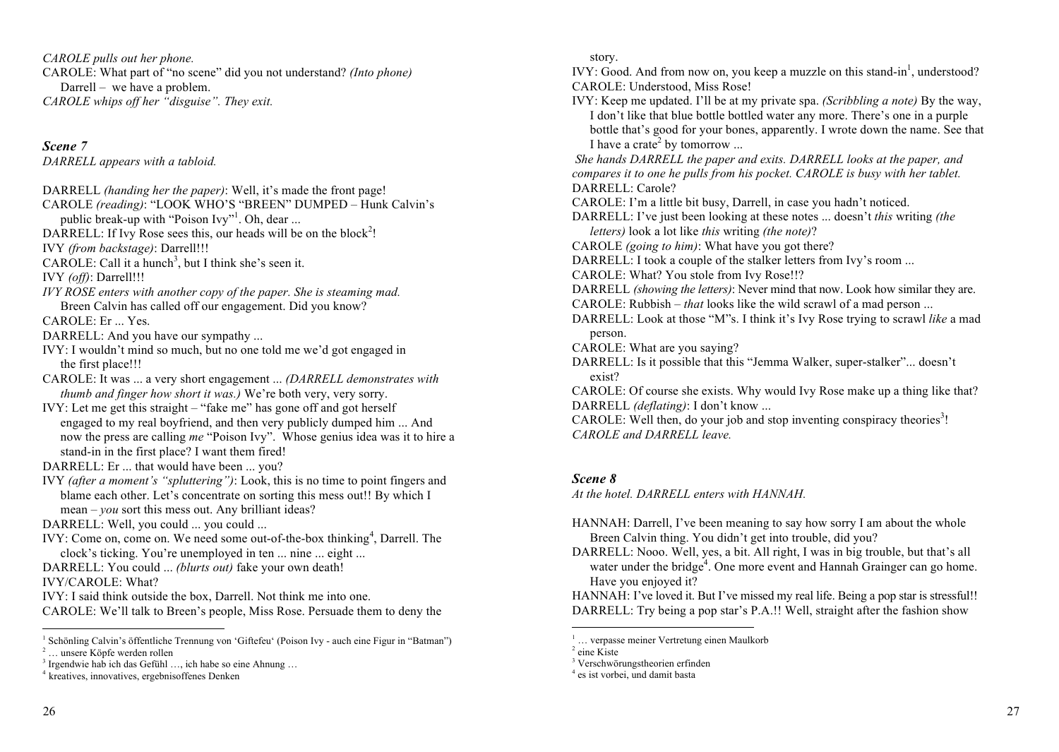*CAROLE pulls out her phone.*

CAROLE: What part of "no scene" did you not understand? *(Into phone)* Darrell – we have a problem.

*CAROLE whips off her "disguise". They exit.*

### *Scene 7*

*DARRELL appears with a tabloid.*

DARRELL *(handing her the paper)*: Well, it's made the front page!

CAROLE *(reading)*: "LOOK WHO'S "BREEN" DUMPED – Hunk Calvin's public break-up with "Poison Ivy"[1]. Oh, dear ...

DARRELL: If Ivy Rose sees this, our heads will be on the block[2]!

IVY *(from backstage)*: Darrell!!!

CAROLE: Call it a hunch[3], but I think she's seen it.

IVY *(off)*: Darrell!!!

*IVY ROSE enters with another copy of the paper. She is steaming mad.* Breen Calvin has called off our engagement. Did you know?

CAROLE: Er ... Yes.

DARRELL: And you have our sympathy ...

IVY: I wouldn't mind so much, but no one told me we'd got engaged in the first place!!!

CAROLE: It was ... a very short engagement ... *(DARRELL demonstrates with thumb and finger how short it was.)* We're both very, very sorry.

IVY: Let me get this straight – "fake me" has gone off and got herself engaged to my real boyfriend, and then very publicly dumped him ... And now the press are calling *me* "Poison Ivy". Whose genius idea was it to hire a stand-in in the first place? I want them fired!

DARRELL: Er ... that would have been ... you?

IVY *(after a moment's "spluttering")*: Look, this is no time to point fingers and blame each other. Let's concentrate on sorting this mess out!! By which I mean – *you* sort this mess out. Any brilliant ideas?

DARRELL: Well, you could ... you could ...

IVY: Come on, come on. We need some out-of-the-box thinking[4], Darrell. The clock's ticking. You're unemployed in ten ... nine ... eight ...

DARRELL: You could ... *(blurts out)* fake your own death!

IVY/CAROLE: What?

IVY: I said think outside the box, Darrell. Not think me into one.

CAROLE: We'll talk to Breen's people, Miss Rose. Persuade them to deny the story.

IVY: Good. And from now on, you keep a muzzle on this stand-in[1], understood?

CAROLE: Understood, Miss Rose!

IVY: Keep me updated. I'll be at my private spa. *(Scribbling a note)* By the way, I don't like that blue bottle bottled water any more. There's one in a purple bottle that's good for your bones, apparently. I wrote down the name. See that I have a crate[2] by tomorrow ...

*She hands DARRELL the paper and exits. DARRELL looks at the paper, and compares it to one he pulls from his pocket. CAROLE is busy with her tablet.*

DARRELL: Carole?

CAROLE: I'm a little bit busy, Darrell, in case you hadn't noticed.

DARRELL: I've just been looking at these notes ... doesn't *this* writing *(the letters)* look a lot like *this* writing *(the note)*?

CAROLE *(going to him)*: What have you got there?

DARRELL: I took a couple of the stalker letters from Ivy's room ...

CAROLE: What? You stole from Ivy Rose!!?

DARRELL *(showing the letters)*: Never mind that now. Look how similar they are.

CAROLE: Rubbish – *that* looks like the wild scrawl of a mad person ...

DARRELL: Look at those "M"s. I think it's Ivy Rose trying to scrawl *like* a mad person.

CAROLE: What are you saying?

DARRELL: Is it possible that this "Jemma Walker, super-stalker"... doesn't exist?

CAROLE: Of course she exists. Why would Ivy Rose make up a thing like that?

DARRELL *(deflating)*: I don't know ...

CAROLE: Well then, do your job and stop inventing conspiracy theories[3]!

*CAROLE and DARRELL leave.*

### *Scene 8*

*At the hotel. DARRELL enters with HANNAH.*

HANNAH: Darrell, I've been meaning to say how sorry I am about the whole Breen Calvin thing. You didn't get into trouble, did you?

DARRELL: Nooo. Well, yes, a bit. All right, I was in big trouble, but that's all water under the bridge[4]. One more event and Hannah Grainger can go home. Have you enjoyed it?

HANNAH: I've loved it. But I've missed my real life. Being a pop star is stressful!!

DARRELL: Try being a pop star's P.A.!! Well, straight after the fashion show

---

[1] Schönling Calvin's öffentliche Trennung von 'Giftefeu' (Poison Ivy - auch eine Figur in "Batman")
[2] … unsere Köpfe werden rollen
[3] Irgendwie hab ich das Gefühl …, ich habe so eine Ahnung …
[4] kreatives, innovatives, ergebnisoffenes Denken

[1] … verpasse meiner Vertretung einen Maulkorb
[2] eine Kiste
[3] Verschwörungstheorien erfinden
[4] es ist vorbei, und damit basta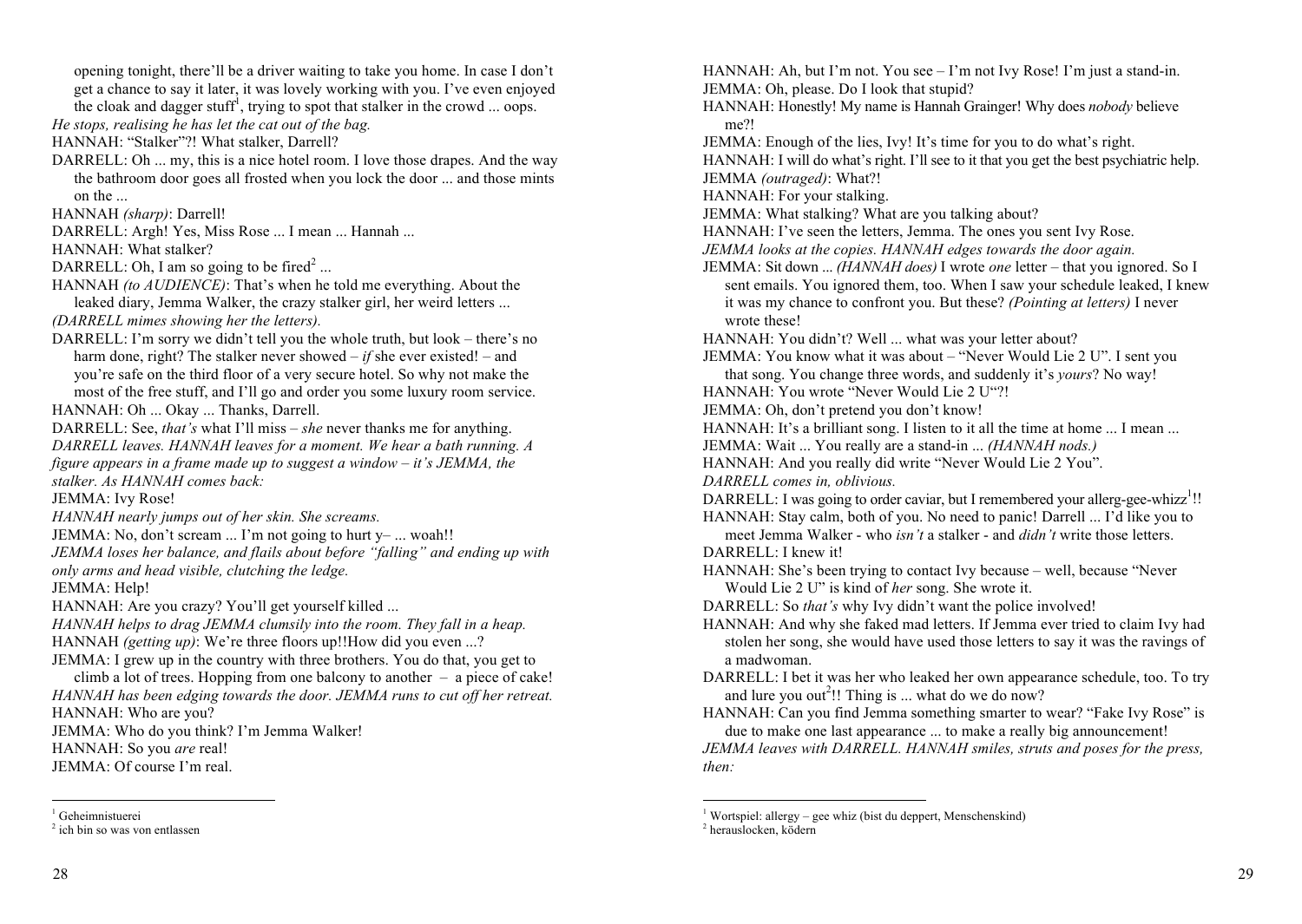opening tonight, there'll be a driver waiting to take you home. In case I don't get a chance to say it later, it was lovely working with you. I've even enjoyed the cloak and dagger stuff[1], trying to spot that stalker in the crowd ... oops.

*He stops, realising he has let the cat out of the bag.*

HANNAH: "Stalker"?! What stalker, Darrell?

DARRELL: Oh ... my, this is a nice hotel room. I love those drapes. And the way the bathroom door goes all frosted when you lock the door ... and those mints on the ...

HANNAH *(sharp)*: Darrell!

DARRELL: Argh! Yes, Miss Rose ... I mean ... Hannah ...

HANNAH: What stalker?

DARRELL: Oh, I am so going to be fired[2] ...

HANNAH *(to AUDIENCE)*: That's when he told me everything. About the leaked diary, Jemma Walker, the crazy stalker girl, her weird letters ...

*(DARRELL mimes showing her the letters).*

DARRELL: I'm sorry we didn't tell you the whole truth, but look – there's no harm done, right? The stalker never showed – *if* she ever existed! – and you're safe on the third floor of a very secure hotel. So why not make the most of the free stuff, and I'll go and order you some luxury room service.

HANNAH: Oh ... Okay ... Thanks, Darrell.

DARRELL: See, *that's* what I'll miss – *she* never thanks me for anything.

*DARRELL leaves. HANNAH leaves for a moment. We hear a bath running. A figure appears in a frame made up to suggest a window – it's JEMMA, the stalker. As HANNAH comes back:*

JEMMA: Ivy Rose!

*HANNAH nearly jumps out of her skin. She screams.*

JEMMA: No, don't scream ... I'm not going to hurt y– ... woah!!

*JEMMA loses her balance, and flails about before "falling" and ending up with only arms and head visible, clutching the ledge.*

JEMMA: Help!

HANNAH: Are you crazy? You'll get yourself killed ...

*HANNAH helps to drag JEMMA clumsily into the room. They fall in a heap.*

HANNAH *(getting up)*: We're three floors up!!How did you even ...?

JEMMA: I grew up in the country with three brothers. You do that, you get to climb a lot of trees. Hopping from one balcony to another – a piece of cake!

*HANNAH has been edging towards the door. JEMMA runs to cut off her retreat.*

HANNAH: Who are you?

JEMMA: Who do you think? I'm Jemma Walker!

HANNAH: So you *are* real!

JEMMA: Of course I'm real.

[1] Geheimnistuerei
[2] ich bin so was von entlassen

HANNAH: Ah, but I'm not. You see – I'm not Ivy Rose! I'm just a stand-in.

JEMMA: Oh, please. Do I look that stupid?

HANNAH: Honestly! My name is Hannah Grainger! Why does *nobody* believe me?!

JEMMA: Enough of the lies, Ivy! It's time for you to do what's right.

HANNAH: I will do what's right. I'll see to it that you get the best psychiatric help.

JEMMA *(outraged)*: What?!

HANNAH: For your stalking.

JEMMA: What stalking? What are you talking about?

HANNAH: I've seen the letters, Jemma. The ones you sent Ivy Rose.

*JEMMA looks at the copies. HANNAH edges towards the door again.*

JEMMA: Sit down ... *(HANNAH does)* I wrote *one* letter – that you ignored. So I sent emails. You ignored them, too. When I saw your schedule leaked, I knew it was my chance to confront you. But these? *(Pointing at letters)* I never wrote these!

HANNAH: You didn't? Well ... what was your letter about?

JEMMA: You know what it was about – "Never Would Lie 2 U". I sent you that song. You change three words, and suddenly it's *yours*? No way!

HANNAH: You wrote "Never Would Lie 2 U"?!

JEMMA: Oh, don't pretend you don't know!

HANNAH: It's a brilliant song. I listen to it all the time at home ... I mean ...

JEMMA: Wait ... You really are a stand-in ... *(HANNAH nods.)*

HANNAH: And you really did write "Never Would Lie 2 You".

*DARRELL comes in, oblivious.*

DARRELL: I was going to order caviar, but I remembered your allerg-gee-whizz[1]!!

HANNAH: Stay calm, both of you. No need to panic! Darrell ... I'd like you to meet Jemma Walker - who *isn't* a stalker - and *didn't* write those letters.

DARRELL: I knew it!

HANNAH: She's been trying to contact Ivy because – well, because "Never Would Lie 2 U" is kind of *her* song. She wrote it.

DARRELL: So *that's* why Ivy didn't want the police involved!

HANNAH: And why she faked mad letters. If Jemma ever tried to claim Ivy had stolen her song, she would have used those letters to say it was the ravings of a madwoman.

DARRELL: I bet it was her who leaked her own appearance schedule, too. To try and lure you out[2]!! Thing is ... what do we do now?

HANNAH: Can you find Jemma something smarter to wear? "Fake Ivy Rose" is due to make one last appearance ... to make a really big announcement!

*JEMMA leaves with DARRELL. HANNAH smiles, struts and poses for the press, then:*

[1] Wortspiel: allergy – gee whiz (bist du deppert, Menschenskind)
[2] herauslocken, ködern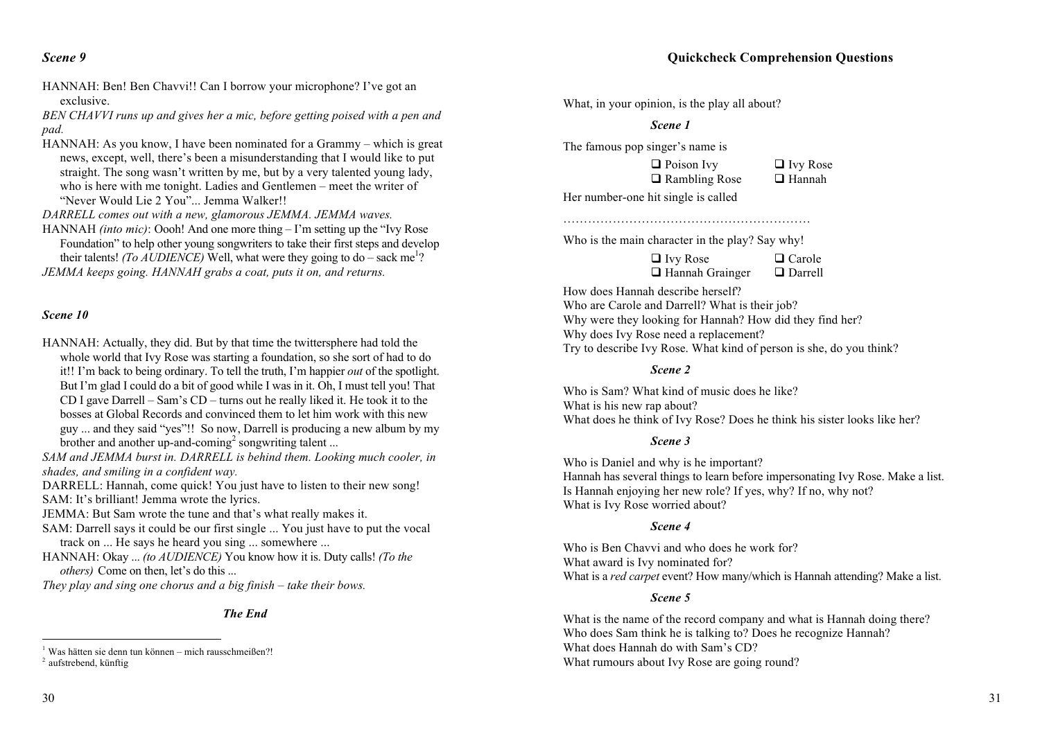### *Scene 9*

HANNAH: Ben! Ben Chavvi!! Can I borrow your microphone? I've got an exclusive.

*BEN CHAVVI runs up and gives her a mic, before getting poised with a pen and pad.*

HANNAH: As you know, I have been nominated for a Grammy – which is great news, except, well, there's been a misunderstanding that I would like to put straight. The song wasn't written by me, but by a very talented young lady, who is here with me tonight. Ladies and Gentlemen – meet the writer of "Never Would Lie 2 You"... Jemma Walker!!

*DARRELL comes out with a new, glamorous JEMMA. JEMMA waves.*

HANNAH *(into mic)*: Oooh! And one more thing – I'm setting up the "Ivy Rose Foundation" to help other young songwriters to take their first steps and develop their talents! *(To AUDIENCE)* Well, what were they going to do – sack me[1]?

*JEMMA keeps going. HANNAH grabs a coat, puts it on, and returns.*

### *Scene 10*

HANNAH: Actually, they did. But by that time the twittersphere had told the whole world that Ivy Rose was starting a foundation, so she sort of had to do it!! I'm back to being ordinary. To tell the truth, I'm happier *out* of the spotlight. But I'm glad I could do a bit of good while I was in it. Oh, I must tell you! That CD I gave Darrell – Sam's CD – turns out he really liked it. He took it to the bosses at Global Records and convinced them to let him work with this new guy ... and they said "yes"!! So now, Darrell is producing a new album by my brother and another up-and-coming[2] songwriting talent ...

*SAM and JEMMA burst in. DARRELL is behind them. Looking much cooler, in shades, and smiling in a confident way.*

DARRELL: Hannah, come quick! You just have to listen to their new song!

SAM: It's brilliant! Jemma wrote the lyrics.

JEMMA: But Sam wrote the tune and that's what really makes it.

SAM: Darrell says it could be our first single ... You just have to put the vocal track on ... He says he heard you sing ... somewhere ...

HANNAH: Okay ... *(to AUDIENCE)* You know how it is. Duty calls! *(To the others)* Come on then, let's do this ...

*They play and sing one chorus and a big finish – take their bows.*

***The End***

[1] Was hätten sie denn tun können – mich rausschmeißen?!

[2] aufstrebend, künftig

## Quickcheck Comprehension Questions

What, in your opinion, is the play all about?

***Scene 1***

The famous pop singer's name is

- ❑ Poison Ivy
- ❑ Ivy Rose
- ❑ Rambling Rose
- ❑ Hannah

Her number-one hit single is called

……………………………………………………

Who is the main character in the play? Say why!

- ❑ Ivy Rose
- ❑ Carole
- ❑ Hannah Grainger
- ❑ Darrell

How does Hannah describe herself?
Who are Carole and Darrell? What is their job?
Why were they looking for Hannah? How did they find her?
Why does Ivy Rose need a replacement?
Try to describe Ivy Rose. What kind of person is she, do you think?

***Scene 2***

Who is Sam? What kind of music does he like?
What is his new rap about?
What does he think of Ivy Rose? Does he think his sister looks like her?

***Scene 3***

Who is Daniel and why is he important?
Hannah has several things to learn before impersonating Ivy Rose. Make a list.
Is Hannah enjoying her new role? If yes, why? If no, why not?
What is Ivy Rose worried about?

***Scene 4***

Who is Ben Chavvi and who does he work for?
What award is Ivy nominated for?
What is a *red carpet* event? How many/which is Hannah attending? Make a list.

***Scene 5***

What is the name of the record company and what is Hannah doing there?
Who does Sam think he is talking to? Does he recognize Hannah?
What does Hannah do with Sam's CD?
What rumours about Ivy Rose are going round?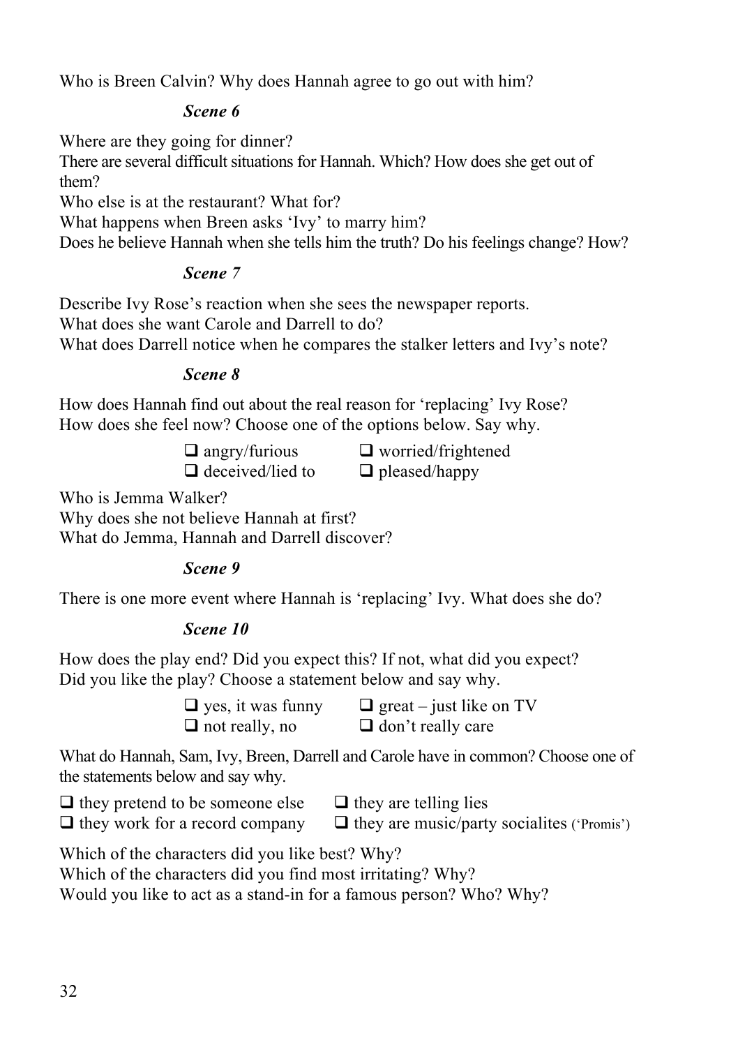Who is Breen Calvin? Why does Hannah agree to go out with him?

### *Scene 6*

Where are they going for dinner?
There are several difficult situations for Hannah. Which? How does she get out of them?
Who else is at the restaurant? What for?
What happens when Breen asks 'Ivy' to marry him?
Does he believe Hannah when she tells him the truth? Do his feelings change? How?

### *Scene 7*

Describe Ivy Rose's reaction when she sees the newspaper reports.
What does she want Carole and Darrell to do?
What does Darrell notice when he compares the stalker letters and Ivy's note?

### *Scene 8*

How does Hannah find out about the real reason for 'replacing' Ivy Rose?
How does she feel now? Choose one of the options below. Say why.

- ❑ angry/furious
- ❑ worried/frightened
- ❑ deceived/lied to
- ❑ pleased/happy

Who is Jemma Walker?
Why does she not believe Hannah at first?
What do Jemma, Hannah and Darrell discover?

### *Scene 9*

There is one more event where Hannah is 'replacing' Ivy. What does she do?

### *Scene 10*

How does the play end? Did you expect this? If not, what did you expect?
Did you like the play? Choose a statement below and say why.

- ❑ yes, it was funny
- ❑ great – just like on TV
- ❑ not really, no
- ❑ don't really care

What do Hannah, Sam, Ivy, Breen, Darrell and Carole have in common? Choose one of the statements below and say why.

- ❑ they pretend to be someone else
- ❑ they are telling lies
- ❑ they work for a record company
- ❑ they are music/party socialites ('Promis')

Which of the characters did you like best? Why?
Which of the characters did you find most irritating? Why?
Would you like to act as a stand-in for a famous person? Who? Why?